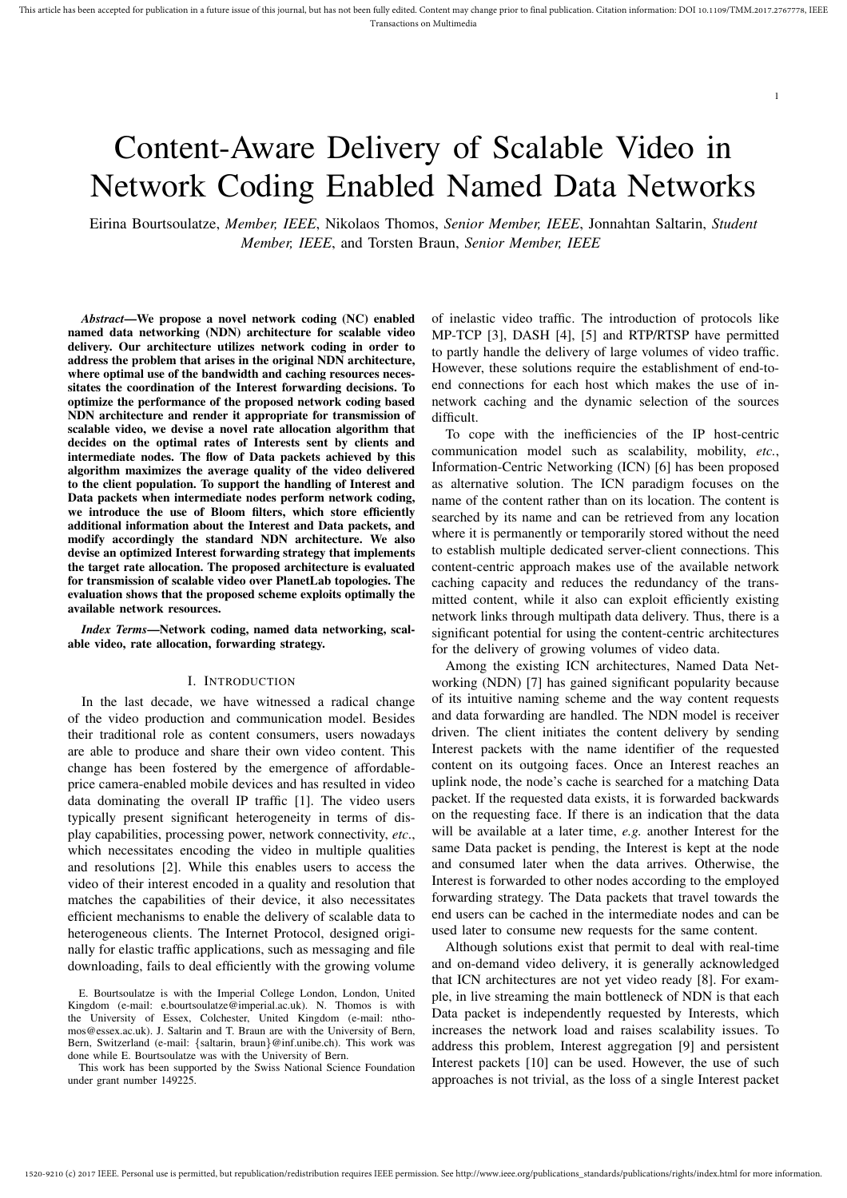# Content-Aware Delivery of Scalable Video in Network Coding Enabled Named Data Networks

Eirina Bourtsoulatze, *Member, IEEE*, Nikolaos Thomos, *Senior Member, IEEE*, Jonnahtan Saltarin, *Student Member, IEEE*, and Torsten Braun, *Senior Member, IEEE*

***Abstract*—We propose a novel network coding (NC) enabled named data networking (NDN) architecture for scalable video delivery. Our architecture utilizes network coding in order to address the problem that arises in the original NDN architecture, where optimal use of the bandwidth and caching resources necessitates the coordination of the Interest forwarding decisions. To optimize the performance of the proposed network coding based NDN architecture and render it appropriate for transmission of scalable video, we devise a novel rate allocation algorithm that decides on the optimal rates of Interests sent by clients and intermediate nodes. The flow of Data packets achieved by this algorithm maximizes the average quality of the video delivered to the client population. To support the handling of Interest and Data packets when intermediate nodes perform network coding, we introduce the use of Bloom filters, which store efficiently additional information about the Interest and Data packets, and modify accordingly the standard NDN architecture. We also devise an optimized Interest forwarding strategy that implements the target rate allocation. The proposed architecture is evaluated for transmission of scalable video over PlanetLab topologies. The evaluation shows that the proposed scheme exploits optimally the available network resources.**

***Index Terms*—Network coding, named data networking, scalable video, rate allocation, forwarding strategy.**

## I. Introduction

In the last decade, we have witnessed a radical change of the video production and communication model. Besides their traditional role as content consumers, users nowadays are able to produce and share their own video content. This change has been fostered by the emergence of affordable-price camera-enabled mobile devices and has resulted in video data dominating the overall IP traffic [1]. The video users typically present significant heterogeneity in terms of display capabilities, processing power, network connectivity, *etc.*, which necessitates encoding the video in multiple qualities and resolutions [2]. While this enables users to access the video of their interest encoded in a quality and resolution that matches the capabilities of their device, it also necessitates efficient mechanisms to enable the delivery of scalable data to heterogeneous clients. The Internet Protocol, designed originally for elastic traffic applications, such as messaging and file downloading, fails to deal efficiently with the growing volume of inelastic video traffic. The introduction of protocols like MP-TCP [3], DASH [4], [5] and RTP/RTSP have permitted to partly handle the delivery of large volumes of video traffic. However, these solutions require the establishment of end-to-end connections for each host which makes the use of in-network caching and the dynamic selection of the sources difficult.

To cope with the inefficiencies of the IP host-centric communication model such as scalability, mobility, *etc.*, Information-Centric Networking (ICN) [6] has been proposed as alternative solution. The ICN paradigm focuses on the name of the content rather than on its location. The content is searched by its name and can be retrieved from any location where it is permanently or temporarily stored without the need to establish multiple dedicated server-client connections. This content-centric approach makes use of the available network caching capacity and reduces the redundancy of the transmitted content, while it also can exploit efficiently existing network links through multipath data delivery. Thus, there is a significant potential for using the content-centric architectures for the delivery of growing volumes of video data.

Among the existing ICN architectures, Named Data Networking (NDN) [7] has gained significant popularity because of its intuitive naming scheme and the way content requests and data forwarding are handled. The NDN model is receiver driven. The client initiates the content delivery by sending Interest packets with the name identifier of the requested content on its outgoing faces. Once an Interest reaches an uplink node, the node's cache is searched for a matching Data packet. If the requested data exists, it is forwarded backwards on the requesting face. If there is an indication that the data will be available at a later time, *e.g.* another Interest for the same Data packet is pending, the Interest is kept at the node and consumed later when the data arrives. Otherwise, the Interest is forwarded to other nodes according to the employed forwarding strategy. The Data packets that travel towards the end users can be cached in the intermediate nodes and can be used later to consume new requests for the same content.

Although solutions exist that permit to deal with real-time and on-demand video delivery, it is generally acknowledged that ICN architectures are not yet video ready [8]. For example, in live streaming the main bottleneck of NDN is that each Data packet is independently requested by Interests, which increases the network load and raises scalability issues. To address this problem, Interest aggregation [9] and persistent Interest packets [10] can be used. However, the use of such approaches is not trivial, as the loss of a single Interest packet

---

E. Bourtsoulatze is with the Imperial College London, London, United Kingdom (e-mail: e.bourtsoulatze@imperial.ac.uk). N. Thomos is with the University of Essex, Colchester, United Kingdom (e-mail: nthomos@essex.ac.uk). J. Saltarin and T. Braun are with the University of Bern, Bern, Switzerland (e-mail: {saltarin, braun}@inf.unibe.ch). This work was done while E. Bourtsoulatze was with the University of Bern.

This work has been supported by the Swiss National Science Foundation under grant number 149225.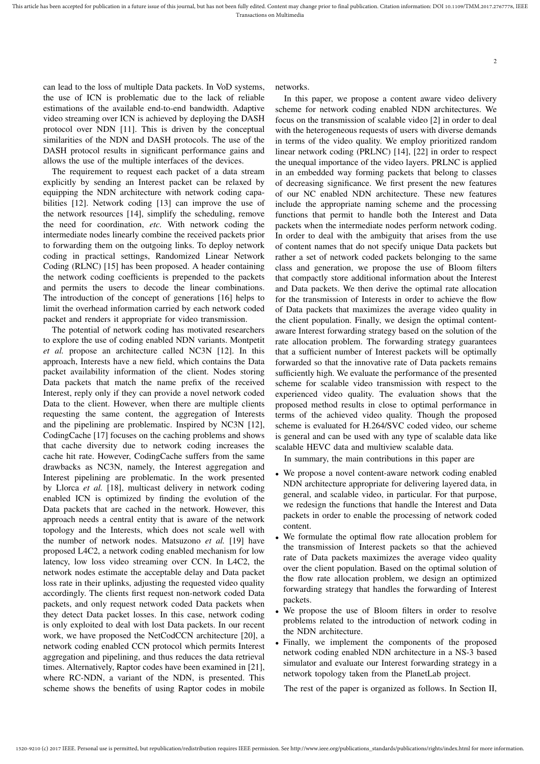can lead to the loss of multiple Data packets. In VoD systems, the use of ICN is problematic due to the lack of reliable estimations of the available end-to-end bandwidth. Adaptive video streaming over ICN is achieved by deploying the DASH protocol over NDN [11]. This is driven by the conceptual similarities of the NDN and DASH protocols. The use of the DASH protocol results in significant performance gains and allows the use of the multiple interfaces of the devices.

The requirement to request each packet of a data stream explicitly by sending an Interest packet can be relaxed by equipping the NDN architecture with network coding capabilities [12]. Network coding [13] can improve the use of the network resources [14], simplify the scheduling, remove the need for coordination, *etc.* With network coding the intermediate nodes linearly combine the received packets prior to forwarding them on the outgoing links. To deploy network coding in practical settings, Randomized Linear Network Coding (RLNC) [15] has been proposed. A header containing the network coding coefficients is prepended to the packets and permits the users to decode the linear combinations. The introduction of the concept of generations [16] helps to limit the overhead information carried by each network coded packet and renders it appropriate for video transmission.

The potential of network coding has motivated researchers to explore the use of coding enabled NDN variants. Montpetit *et al.* propose an architecture called NC3N [12]. In this approach, Interests have a new field, which contains the Data packet availability information of the client. Nodes storing Data packets that match the name prefix of the received Interest, reply only if they can provide a novel network coded Data to the client. However, when there are multiple clients requesting the same content, the aggregation of Interests and the pipelining are problematic. Inspired by NC3N [12], CodingCache [17] focuses on the caching problems and shows that cache diversity due to network coding increases the cache hit rate. However, CodingCache suffers from the same drawbacks as NC3N, namely, the Interest aggregation and Interest pipelining are problematic. In the work presented by Llorca *et al.* [18], multicast delivery in network coding enabled ICN is optimized by finding the evolution of the Data packets that are cached in the network. However, this approach needs a central entity that is aware of the network topology and the Interests, which does not scale well with the number of network nodes. Matsuzono *et al.* [19] have proposed L4C2, a network coding enabled mechanism for low latency, low loss video streaming over CCN. In L4C2, the network nodes estimate the acceptable delay and Data packet loss rate in their uplinks, adjusting the requested video quality accordingly. The clients first request non-network coded Data packets, and only request network coded Data packets when they detect Data packet losses. In this case, network coding is only exploited to deal with lost Data packets. In our recent work, we have proposed the NetCodCCN architecture [20], a network coding enabled CCN protocol which permits Interest aggregation and pipelining, and thus reduces the data retrieval times. Alternatively, Raptor codes have been examined in [21], where RC-NDN, a variant of the NDN, is presented. This scheme shows the benefits of using Raptor codes in mobile networks.

In this paper, we propose a content aware video delivery scheme for network coding enabled NDN architectures. We focus on the transmission of scalable video [2] in order to deal with the heterogeneous requests of users with diverse demands in terms of the video quality. We employ prioritized random linear network coding (PRLNC) [14], [22] in order to respect the unequal importance of the video layers. PRLNC is applied in an embedded way forming packets that belong to classes of decreasing significance. We first present the new features of our NC enabled NDN architecture. These new features include the appropriate naming scheme and the processing functions that permit to handle both the Interest and Data packets when the intermediate nodes perform network coding. In order to deal with the ambiguity that arises from the use of content names that do not specify unique Data packets but rather a set of network coded packets belonging to the same class and generation, we propose the use of Bloom filters that compactly store additional information about the Interest and Data packets. We then derive the optimal rate allocation for the transmission of Interests in order to achieve the flow of Data packets that maximizes the average video quality in the client population. Finally, we design the optimal content-aware Interest forwarding strategy based on the solution of the rate allocation problem. The forwarding strategy guarantees that a sufficient number of Interest packets will be optimally forwarded so that the innovative rate of Data packets remains sufficiently high. We evaluate the performance of the presented scheme for scalable video transmission with respect to the experienced video quality. The evaluation shows that the proposed method results in close to optimal performance in terms of the achieved video quality. Though the proposed scheme is evaluated for H.264/SVC coded video, our scheme is general and can be used with any type of scalable data like scalable HEVC data and multiview scalable data.

In summary, the main contributions in this paper are

- We propose a novel content-aware network coding enabled NDN architecture appropriate for delivering layered data, in general, and scalable video, in particular. For that purpose, we redesign the functions that handle the Interest and Data packets in order to enable the processing of network coded content.
- We formulate the optimal flow rate allocation problem for the transmission of Interest packets so that the achieved rate of Data packets maximizes the average video quality over the client population. Based on the optimal solution of the flow rate allocation problem, we design an optimized forwarding strategy that handles the forwarding of Interest packets.
- We propose the use of Bloom filters in order to resolve problems related to the introduction of network coding in the NDN architecture.
- Finally, we implement the components of the proposed network coding enabled NDN architecture in a NS-3 based simulator and evaluate our Interest forwarding strategy in a network topology taken from the PlanetLab project.

The rest of the paper is organized as follows. In Section II,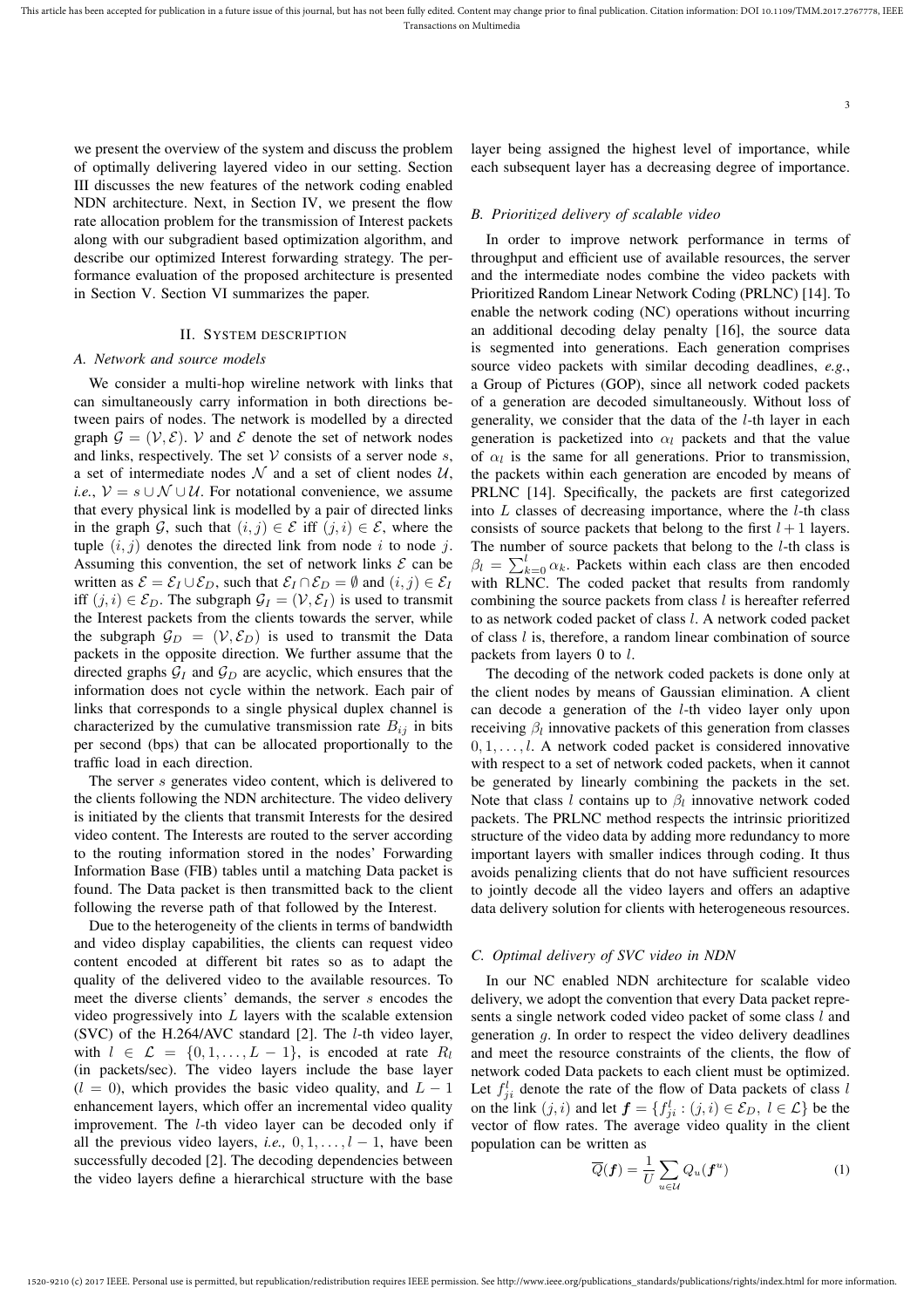we present the overview of the system and discuss the problem of optimally delivering layered video in our setting. Section III discusses the new features of the network coding enabled NDN architecture. Next, in Section IV, we present the flow rate allocation problem for the transmission of Interest packets along with our subgradient based optimization algorithm, and describe our optimized Interest forwarding strategy. The performance evaluation of the proposed architecture is presented in Section V. Section VI summarizes the paper.

## II. System description

### A. Network and source models

We consider a multi-hop wireline network with links that can simultaneously carry information in both directions between pairs of nodes. The network is modelled by a directed graph $\mathcal{G} = (\mathcal{V}, \mathcal{E})$. $\mathcal{V}$ and $\mathcal{E}$ denote the set of network nodes and links, respectively. The set $\mathcal{V}$ consists of a server node $s$, a set of intermediate nodes $\mathcal{N}$ and a set of client nodes $\mathcal{U}$, *i.e.*, $\mathcal{V} = s \cup \mathcal{N} \cup \mathcal{U}$. For notational convenience, we assume that every physical link is modelled by a pair of directed links in the graph $\mathcal{G}$, such that $(i, j) \in \mathcal{E}$ iff $(j, i) \in \mathcal{E}$, where the tuple $(i, j)$ denotes the directed link from node $i$ to node $j$. Assuming this convention, the set of network links $\mathcal{E}$ can be written as $\mathcal{E} = \mathcal{E}_I \cup \mathcal{E}_D$, such that $\mathcal{E}_I \cap \mathcal{E}_D = \emptyset$ and $(i, j) \in \mathcal{E}_I$ iff $(j, i) \in \mathcal{E}_D$. The subgraph $\mathcal{G}_I = (\mathcal{V}, \mathcal{E}_I)$ is used to transmit the Interest packets from the clients towards the server, while the subgraph $\mathcal{G}_D = (\mathcal{V}, \mathcal{E}_D)$ is used to transmit the Data packets in the opposite direction. We further assume that the directed graphs $\mathcal{G}_I$ and $\mathcal{G}_D$ are acyclic, which ensures that the information does not cycle within the network. Each pair of links that corresponds to a single physical duplex channel is characterized by the cumulative transmission rate $B_{ij}$ in bits per second (bps) that can be allocated proportionally to the traffic load in each direction.

The server $s$ generates video content, which is delivered to the clients following the NDN architecture. The video delivery is initiated by the clients that transmit Interests for the desired video content. The Interests are routed to the server according to the routing information stored in the nodes' Forwarding Information Base (FIB) tables until a matching Data packet is found. The Data packet is then transmitted back to the client following the reverse path of that followed by the Interest.

Due to the heterogeneity of the clients in terms of bandwidth and video display capabilities, the clients can request video content encoded at different bit rates so as to adapt the quality of the delivered video to the available resources. To meet the diverse clients' demands, the server $s$ encodes the video progressively into $L$ layers with the scalable extension (SVC) of the H.264/AVC standard [2]. The $l$-th video layer, with $l \in \mathcal{L} = \{0, 1, \ldots, L-1\}$, is encoded at rate $R_l$ (in packets/sec). The video layers include the base layer ($l = 0$), which provides the basic video quality, and $L-1$ enhancement layers, which offer an incremental video quality improvement. The $l$-th video layer can be decoded only if all the previous video layers, *i.e.,* $0, 1, \ldots, l-1$, have been successfully decoded [2]. The decoding dependencies between the video layers define a hierarchical structure with the base layer being assigned the highest level of importance, while each subsequent layer has a decreasing degree of importance.

### B. Prioritized delivery of scalable video

In order to improve network performance in terms of throughput and efficient use of available resources, the server and the intermediate nodes combine the video packets with Prioritized Random Linear Network Coding (PRLNC) [14]. To enable the network coding (NC) operations without incurring an additional decoding delay penalty [16], the source data is segmented into generations. Each generation comprises source video packets with similar decoding deadlines, *e.g.*, a Group of Pictures (GOP), since all network coded packets of a generation are decoded simultaneously. Without loss of generality, we consider that the data of the $l$-th layer in each generation is packetized into $\alpha_l$ packets and that the value of $\alpha_l$ is the same for all generations. Prior to transmission, the packets within each generation are encoded by means of PRLNC [14]. Specifically, the packets are first categorized into $L$ classes of decreasing importance, where the $l$-th class consists of source packets that belong to the first $l+1$ layers. The number of source packets that belong to the $l$-th class is $\beta_l = \sum_{k=0}^{l} \alpha_k$. Packets within each class are then encoded with RLNC. The coded packet that results from randomly combining the source packets from class $l$ is hereafter referred to as network coded packet of class $l$. A network coded packet of class $l$ is, therefore, a random linear combination of source packets from layers 0 to $l$.

The decoding of the network coded packets is done only at the client nodes by means of Gaussian elimination. A client can decode a generation of the $l$-th video layer only upon receiving $\beta_l$ innovative packets of this generation from classes $0, 1, \ldots, l$. A network coded packet is considered innovative with respect to a set of network coded packets, when it cannot be generated by linearly combining the packets in the set. Note that class $l$ contains up to $\beta_l$ innovative network coded packets. The PRLNC method respects the intrinsic prioritized structure of the video data by adding more redundancy to more important layers with smaller indices through coding. It thus avoids penalizing clients that do not have sufficient resources to jointly decode all the video layers and offers an adaptive data delivery solution for clients with heterogeneous resources.

### C. Optimal delivery of SVC video in NDN

In our NC enabled NDN architecture for scalable video delivery, we adopt the convention that every Data packet represents a single network coded video packet of some class $l$ and generation $g$. In order to respect the video delivery deadlines and meet the resource constraints of the clients, the flow of network coded Data packets to each client must be optimized. Let $f_{ji}^l$ denote the rate of the flow of Data packets of class $l$ on the link $(j, i)$ and let $\boldsymbol{f} = \{f_{ji}^l : (j, i) \in \mathcal{E}_D,\ l \in \mathcal{L}\}$ be the vector of flow rates. The average video quality in the client population can be written as

$$\overline{Q}(\boldsymbol{f}) = \frac{1}{U} \sum_{u \in \mathcal{U}} Q_u(\boldsymbol{f}^u) \tag{1}$$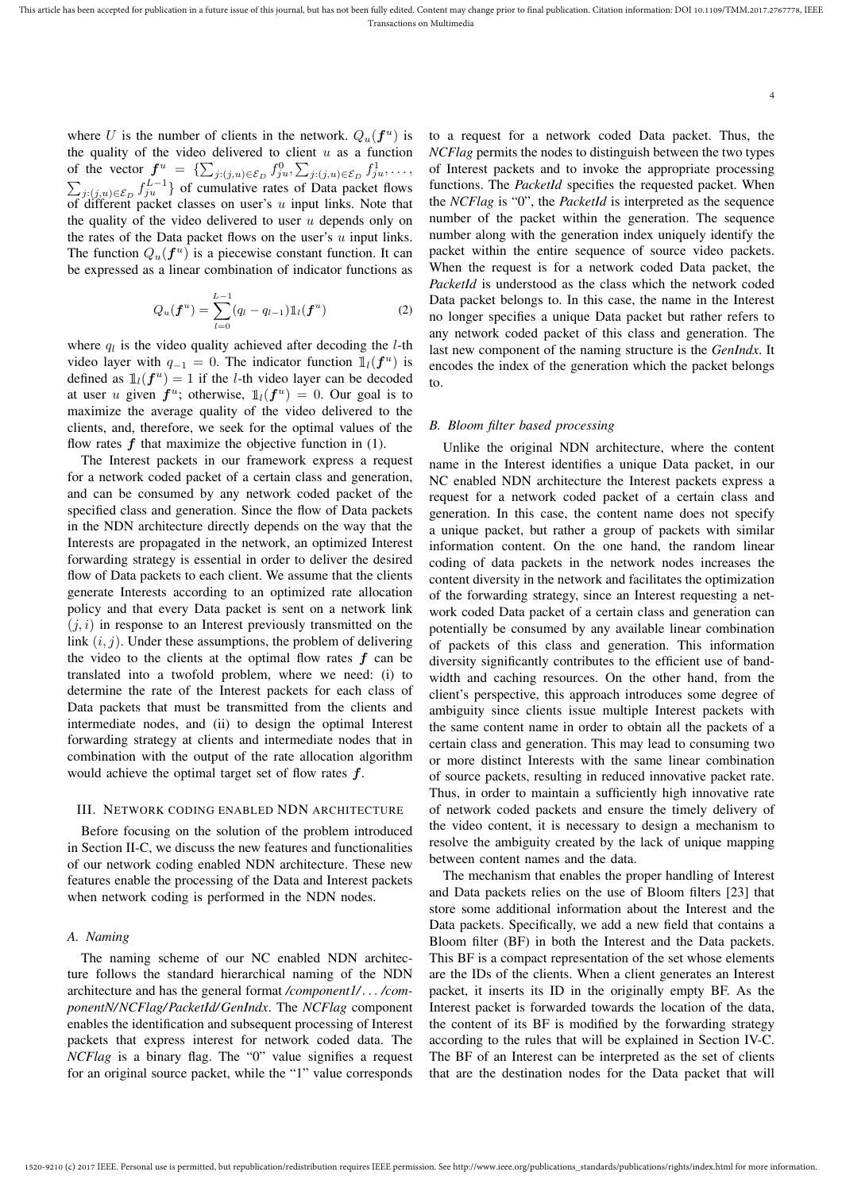where $U$ is the number of clients in the network. $Q_u(\boldsymbol{f}^u)$ is the quality of the video delivered to client $u$ as a function of the vector $\boldsymbol{f}^u = \{\sum_{j:(j,u)\in\mathcal{E}_D} f^0_{ju}, \sum_{j:(j,u)\in\mathcal{E}_D} f^1_{ju}, \ldots, \sum_{j:(j,u)\in\mathcal{E}_D} f^{L-1}_{ju}\}$ of cumulative rates of Data packet flows of different packet classes on user's $u$ input links. Note that the quality of the video delivered to user $u$ depends only on the rates of the Data packet flows on the user's $u$ input links. The function $Q_u(\boldsymbol{f}^u)$ is a piecewise constant function. It can be expressed as a linear combination of indicator functions as

$$Q_u(\boldsymbol{f}^u) = \sum_{l=0}^{L-1}(q_l - q_{l-1})\mathbb{1}_l(\boldsymbol{f}^u) \tag{2}$$

where $q_l$ is the video quality achieved after decoding the $l$-th video layer with $q_{-1} = 0$. The indicator function $\mathbb{1}_l(\boldsymbol{f}^u)$ is defined as $\mathbb{1}_l(\boldsymbol{f}^u) = 1$ if the $l$-th video layer can be decoded at user $u$ given $\boldsymbol{f}^u$; otherwise, $\mathbb{1}_l(\boldsymbol{f}^u) = 0$. Our goal is to maximize the average quality of the video delivered to the clients, and, therefore, we seek for the optimal values of the flow rates $\boldsymbol{f}$ that maximize the objective function in (1).

The Interest packets in our framework express a request for a network coded packet of a certain class and generation, and can be consumed by any network coded packet of the specified class and generation. Since the flow of Data packets in the NDN architecture directly depends on the way that the Interests are propagated in the network, an optimized Interest forwarding strategy is essential in order to deliver the desired flow of Data packets to each client. We assume that the clients generate Interests according to an optimized rate allocation policy and that every Data packet is sent on a network link $(j, i)$ in response to an Interest previously transmitted on the link $(i, j)$. Under these assumptions, the problem of delivering the video to the clients at the optimal flow rates $\boldsymbol{f}$ can be translated into a twofold problem, where we need: (i) to determine the rate of the Interest packets for each class of Data packets that must be transmitted from the clients and intermediate nodes, and (ii) to design the optimal Interest forwarding strategy at clients and intermediate nodes that in combination with the output of the rate allocation algorithm would achieve the optimal target set of flow rates $\boldsymbol{f}$.

## III. Network coding enabled NDN architecture

Before focusing on the solution of the problem introduced in Section II-C, we discuss the new features and functionalities of our network coding enabled NDN architecture. These new features enable the processing of the Data and Interest packets when network coding is performed in the NDN nodes.

### A. Naming

The naming scheme of our NC enabled NDN architecture follows the standard hierarchical naming of the NDN architecture and has the general format */component1/. . . /componentN/NCFlag/PacketId/GenIndx*. The *NCFlag* component enables the identification and subsequent processing of Interest packets that express interest for network coded data. The *NCFlag* is a binary flag. The "0" value signifies a request for an original source packet, while the "1" value corresponds to a request for a network coded Data packet. Thus, the *NCFlag* permits the nodes to distinguish between the two types of Interest packets and to invoke the appropriate processing functions. The *PacketId* specifies the requested packet. When the *NCFlag* is "0", the *PacketId* is interpreted as the sequence number of the packet within the generation. The sequence number along with the generation index uniquely identify the packet within the entire sequence of source video packets. When the request is for a network coded Data packet, the *PacketId* is understood as the class which the network coded Data packet belongs to. In this case, the name in the Interest no longer specifies a unique Data packet but rather refers to any network coded packet of this class and generation. The last new component of the naming structure is the *GenIndx*. It encodes the index of the generation which the packet belongs to.

### B. Bloom filter based processing

Unlike the original NDN architecture, where the content name in the Interest identifies a unique Data packet, in our NC enabled NDN architecture the Interest packets express a request for a network coded packet of a certain class and generation. In this case, the content name does not specify a unique packet, but rather a group of packets with similar information content. On the one hand, the random linear coding of data packets in the network nodes increases the content diversity in the network and facilitates the optimization of the forwarding strategy, since an Interest requesting a network coded Data packet of a certain class and generation can potentially be consumed by any available linear combination of packets of this class and generation. This information diversity significantly contributes to the efficient use of bandwidth and caching resources. On the other hand, from the client's perspective, this approach introduces some degree of ambiguity since clients issue multiple Interest packets with the same content name in order to obtain all the packets of a certain class and generation. This may lead to consuming two or more distinct Interests with the same linear combination of source packets, resulting in reduced innovative packet rate. Thus, in order to maintain a sufficiently high innovative rate of network coded packets and ensure the timely delivery of the video content, it is necessary to design a mechanism to resolve the ambiguity created by the lack of unique mapping between content names and the data.

The mechanism that enables the proper handling of Interest and Data packets relies on the use of Bloom filters [23] that store some additional information about the Interest and the Data packets. Specifically, we add a new field that contains a Bloom filter (BF) in both the Interest and the Data packets. This BF is a compact representation of the set whose elements are the IDs of the clients. When a client generates an Interest packet, it inserts its ID in the originally empty BF. As the Interest packet is forwarded towards the location of the data, the content of its BF is modified by the forwarding strategy according to the rules that will be explained in Section IV-C. The BF of an Interest can be interpreted as the set of clients that are the destination nodes for the Data packet that will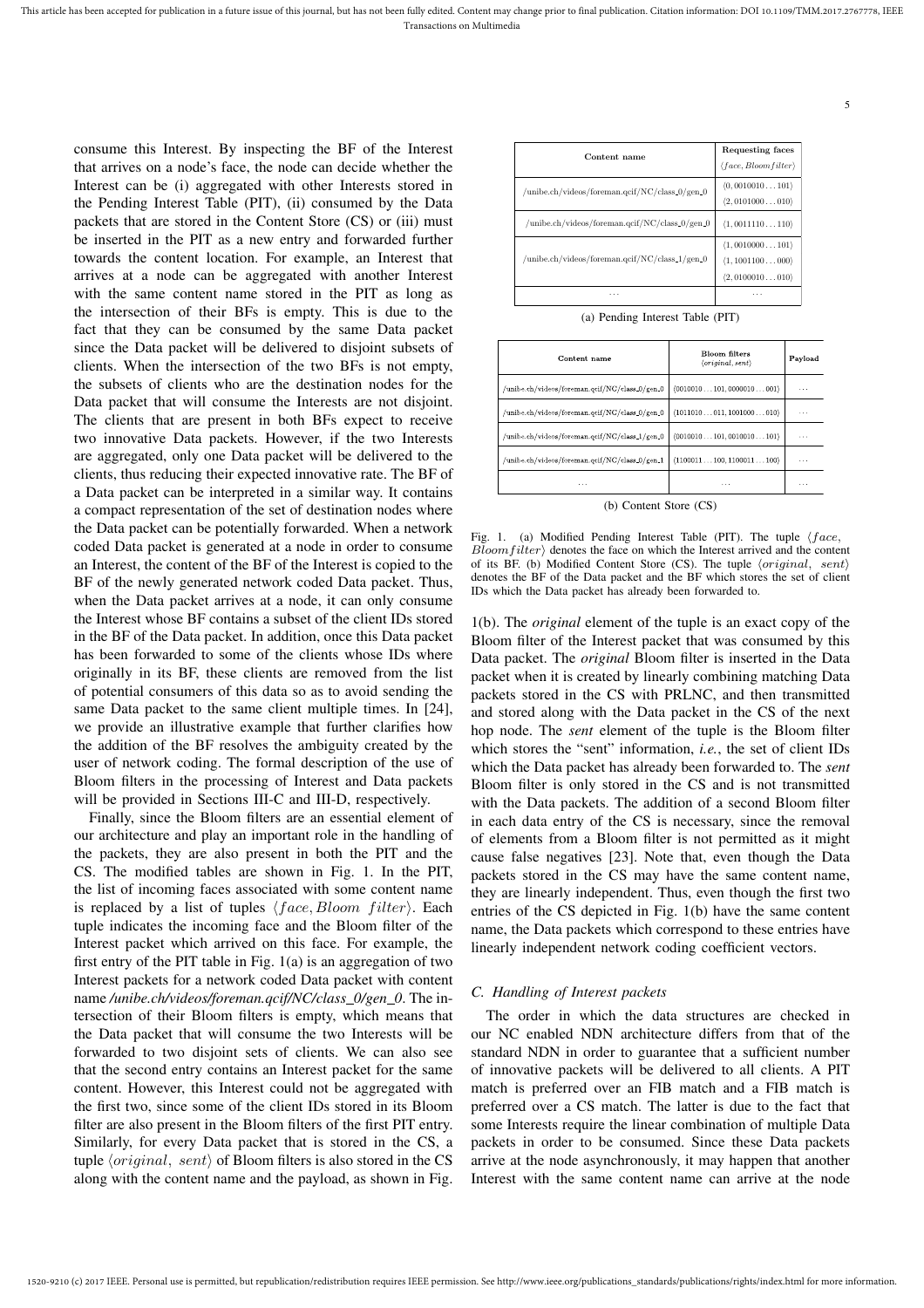consume this Interest. By inspecting the BF of the Interest that arrives on a node's face, the node can decide whether the Interest can be (i) aggregated with other Interests stored in the Pending Interest Table (PIT), (ii) consumed by the Data packets that are stored in the Content Store (CS) or (iii) must be inserted in the PIT as a new entry and forwarded further towards the content location. For example, an Interest that arrives at a node can be aggregated with another Interest with the same content name stored in the PIT as long as the intersection of their BFs is empty. This is due to the fact that they can be consumed by the same Data packet since the Data packet will be delivered to disjoint subsets of clients. When the intersection of the two BFs is not empty, the subsets of clients who are the destination nodes for the Data packet that will consume the Interests are not disjoint. The clients that are present in both BFs expect to receive two innovative Data packets. However, if the two Interests are aggregated, only one Data packet will be delivered to the clients, thus reducing their expected innovative rate. The BF of a Data packet can be interpreted in a similar way. It contains a compact representation of the set of destination nodes where the Data packet can be potentially forwarded. When a network coded Data packet is generated at a node in order to consume an Interest, the content of the BF of the Interest is copied to the BF of the newly generated network coded Data packet. Thus, when the Data packet arrives at a node, it can only consume the Interest whose BF contains a subset of the client IDs stored in the BF of the Data packet. In addition, once this Data packet has been forwarded to some of the clients whose IDs where originally in its BF, these clients are removed from the list of potential consumers of this data so as to avoid sending the same Data packet to the same client multiple times. In [24], we provide an illustrative example that further clarifies how the addition of the BF resolves the ambiguity created by the user of network coding. The formal description of the use of Bloom filters in the processing of Interest and Data packets will be provided in Sections III-C and III-D, respectively.

Finally, since the Bloom filters are an essential element of our architecture and play an important role in the handling of the packets, they are also present in both the PIT and the CS. The modified tables are shown in Fig. 1. In the PIT, the list of incoming faces associated with some content name is replaced by a list of tuples $\langle face, Bloom\ filter\rangle$. Each tuple indicates the incoming face and the Bloom filter of the Interest packet which arrived on this face. For example, the first entry of the PIT table in Fig. 1(a) is an aggregation of two Interest packets for a network coded Data packet with content name */unibe.ch/videos/foreman.qcif/NC/class_0/gen_0*. The intersection of their Bloom filters is empty, which means that the Data packet that will consume the two Interests will be forwarded to two disjoint sets of clients. We can also see that the second entry contains an Interest packet for the same content. However, this Interest could not be aggregated with the first two, since some of the client IDs stored in its Bloom filter are also present in the Bloom filters of the first PIT entry. Similarly, for every Data packet that is stored in the CS, a tuple $\langle original,\ sent\rangle$ of Bloom filters is also stored in the CS along with the content name and the payload, as shown in Fig. 1(b). The *original* element of the tuple is an exact copy of the Bloom filter of the Interest packet that was consumed by this Data packet. The *original* Bloom filter is inserted in the Data packet when it is created by linearly combining matching Data packets stored in the CS with PRLNC, and then transmitted and stored along with the Data packet in the CS of the next hop node. The *sent* element of the tuple is the Bloom filter which stores the "sent" information, *i.e.*, the set of client IDs which the Data packet has already been forwarded to. The *sent* Bloom filter is only stored in the CS and is not transmitted with the Data packets. The addition of a second Bloom filter in each data entry of the CS is necessary, since the removal of elements from a Bloom filter is not permitted as it might cause false negatives [23]. Note that, even though the Data packets stored in the CS may have the same content name, they are linearly independent. Thus, even though the first two entries of the CS depicted in Fig. 1(b) have the same content name, the Data packets which correspond to these entries have linearly independent network coding coefficient vectors.

| Content name | Requesting faces $\langle face, Bloomfilter\rangle$ |
|---|---|
| /unibe.ch/videos/foreman.qcif/NC/class_0/gen_0 | $\langle 0, 0010010\ldots101\rangle$ $\langle 2, 0101000\ldots010\rangle$ |
| /unibe.ch/videos/foreman.qcif/NC/class_0/gen_0 | $\langle 1, 0011110\ldots110\rangle$ |
| /unibe.ch/videos/foreman.qcif/NC/class_1/gen_0 | $\langle 1, 0010000\ldots101\rangle$ $\langle 1, 1001100\ldots000\rangle$ $\langle 2, 0100010\ldots010\rangle$ |
| ... | ... |

(a) Pending Interest Table (PIT)

| Content name | Bloom filters $\langle original, sent\rangle$ | Payload |
|---|---|---|
| /unibe.ch/videos/foreman.qcif/NC/class_0/gen_0 | $\langle 0010010\ldots101, 0000010\ldots001\rangle$ | ... |
| /unibe.ch/videos/foreman.qcif/NC/class_0/gen_0 | $\langle 1011010\ldots011, 1001000\ldots010\rangle$ | ... |
| /unibe.ch/videos/foreman.qcif/NC/class_1/gen_0 | $\langle 0010010\ldots101, 0010010\ldots101\rangle$ | ... |
| /unibe.ch/videos/foreman.qcif/NC/class_0/gen_1 | $\langle 1100011\ldots100, 1100011\ldots100\rangle$ | ... |
| ... | ... | ... |

(b) Content Store (CS)

Fig. 1. (a) Modified Pending Interest Table (PIT). The tuple $\langle face, Bloomfilter\rangle$ denotes the face on which the Interest arrived and the content of its BF. (b) Modified Content Store (CS). The tuple $\langle original,\ sent\rangle$ denotes the BF of the Data packet and the BF which stores the set of client IDs which the Data packet has already been forwarded to.

### C. Handling of Interest packets

The order in which the data structures are checked in our NC enabled NDN architecture differs from that of the standard NDN in order to guarantee that a sufficient number of innovative packets will be delivered to all clients. A PIT match is preferred over an FIB match and a FIB match is preferred over a CS match. The latter is due to the fact that some Interests require the linear combination of multiple Data packets in order to be consumed. Since these Data packets arrive at the node asynchronously, it may happen that another Interest with the same content name can arrive at the node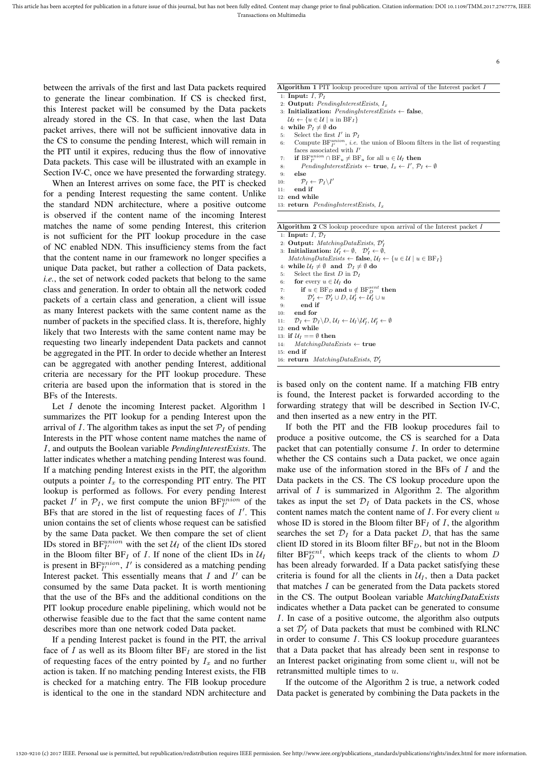between the arrivals of the first and last Data packets required to generate the linear combination. If CS is checked first, this Interest packet will be consumed by the Data packets already stored in the CS. In that case, when the last Data packet arrives, there will not be sufficient innovative data in the CS to consume the pending Interest, which will remain in the PIT until it expires, reducing thus the flow of innovative Data packets. This case will be illustrated with an example in Section IV-C, once we have presented the forwarding strategy.

When an Interest arrives on some face, the PIT is checked for a pending Interest requesting the same content. Unlike the standard NDN architecture, where a positive outcome is observed if the content name of the incoming Interest matches the name of some pending Interest, this criterion is not sufficient for the PIT lookup procedure in the case of NC enabled NDN. This insufficiency stems from the fact that the content name in our framework no longer specifies a unique Data packet, but rather a collection of Data packets, *i.e.*, the set of network coded packets that belong to the same class and generation. In order to obtain all the network coded packets of a certain class and generation, a client will issue as many Interest packets with the same content name as the number of packets in the specified class. It is, therefore, highly likely that two Interests with the same content name may be requesting two linearly independent Data packets and cannot be aggregated in the PIT. In order to decide whether an Interest can be aggregated with another pending Interest, additional criteria are necessary for the PIT lookup procedure. These criteria are based upon the information that is stored in the BFs of the Interests.

Let $I$ denote the incoming Interest packet. Algorithm 1 summarizes the PIT lookup for a pending Interest upon the arrival of $I$. The algorithm takes as input the set $\mathcal{P}_I$ of pending Interests in the PIT whose content name matches the name of $I$, and outputs the Boolean variable *PendingInterestExists*. The latter indicates whether a matching pending Interest was found. If a matching pending Interest exists in the PIT, the algorithm outputs a pointer $I_x$ to the corresponding PIT entry. The PIT lookup is performed as follows. For every pending Interest packet $I'$ in $\mathcal{P}_I$, we first compute the union $\mathrm{BF}_{I'}^{union}$ of the BFs that are stored in the list of requesting faces of $I'$. This union contains the set of clients whose request can be satisfied by the same Data packet. We then compare the set of client IDs stored in $\mathrm{BF}_{I'}^{union}$ with the set $\mathcal{U}_I$ of the client IDs stored in the Bloom filter $\mathrm{BF}_I$ of $I$. If none of the client IDs in $\mathcal{U}_I$ is present in $\mathrm{BF}_{I'}^{union}$, $I'$ is considered as a matching pending Interest packet. This essentially means that $I$ and $I'$ can be consumed by the same Data packet. It is worth mentioning that the use of the BFs and the additional conditions on the PIT lookup procedure enable pipelining, which would not be otherwise feasible due to the fact that the same content name describes more than one network coded Data packet.

If a pending Interest packet is found in the PIT, the arrival face of $I$ as well as its Bloom filter $\mathrm{BF}_I$ are stored in the list of requesting faces of the entry pointed by $I_x$ and no further action is taken. If no matching pending Interest exists, the FIB is checked for a matching entry. The FIB lookup procedure is identical to the one in the standard NDN architecture and is based only on the content name. If a matching FIB entry is found, the Interest packet is forwarded according to the forwarding strategy that will be described in Section IV-C, and then inserted as a new entry in the PIT.

**Algorithm 1** PIT lookup procedure upon arrival of the Interest packet $I$

```
1:  Input: I, P_I
2:  Output: PendingInterestExists, I_x
3:  Initialization: PendingInterestExists ← false,
    U_I ← {u ∈ U | u in BF_I}
4:  while P_I ≠ ∅ do
5:     Select the first I' in P_I
6:     Compute BF_{I'}^{union}, i.e. the union of Bloom filters in the list of requesting
       faces associated with I'
7:     if BF_{I'}^{union} ∩ BF_u ≠ BF_u for all u ∈ U_I then
8:        PendingInterestExists ← true, I_x ← I', P_I ← ∅
9:     else
10:       P_I ← P_I \ I'
11:    end if
12: end while
13: return PendingInterestExists, I_x
```

**Algorithm 2** CS lookup procedure upon arrival of the Interest packet $I$

```
1:  Input: I, D_I
2:  Output: MatchingDataExists, D'_I
3:  Initialization: U'_I ← ∅,  D'_I ← ∅,
    MatchingDataExists ← false, U_I ← {u ∈ U | u ∈ BF_I}
4:  while U_I ≠ ∅ and D_I ≠ ∅ do
5:     Select the first D in D_I
6:     for every u ∈ U_I do
7:        if u ∈ BF_D and u ∉ BF_D^{sent} then
8:           D'_I ← D'_I ∪ D, U'_I ← U'_I ∪ u
9:        end if
10:    end for
11:    D_I ← D_I \ D, U_I ← U_I \ U'_I, U'_I ← ∅
12: end while
13: if U_I == ∅ then
14:    MatchingDataExists ← true
15: end if
16: return MatchingDataExists, D'_I
```

If both the PIT and the FIB lookup procedures fail to produce a positive outcome, the CS is searched for a Data packet that can potentially consume $I$. In order to determine whether the CS contains such a Data packet, we once again make use of the information stored in the BFs of $I$ and the Data packets in the CS. The CS lookup procedure upon the arrival of $I$ is summarized in Algorithm 2. The algorithm takes as input the set $\mathcal{D}_I$ of Data packets in the CS, whose content names match the content name of $I$. For every client $u$ whose ID is stored in the Bloom filter $\mathrm{BF}_I$ of $I$, the algorithm searches the set $\mathcal{D}_I$ for a Data packet $D$, that has the same client ID stored in its Bloom filter $\mathrm{BF}_D$, but not in the Bloom filter $\mathrm{BF}_D^{sent}$, which keeps track of the clients to whom $D$ has been already forwarded. If a Data packet satisfying these criteria is found for all the clients in $\mathcal{U}_I$, then a Data packet that matches $I$ can be generated from the Data packets stored in the CS. The output Boolean variable *MatchingDataExists* indicates whether a Data packet can be generated to consume $I$. In case of a positive outcome, the algorithm also outputs a set $\mathcal{D}'_I$ of Data packets that must be combined with RLNC in order to consume $I$. This CS lookup procedure guarantees that a Data packet that has already been sent in response to an Interest packet originating from some client $u$, will not be retransmitted multiple times to $u$.

If the outcome of the Algorithm 2 is true, a network coded Data packet is generated by combining the Data packets in the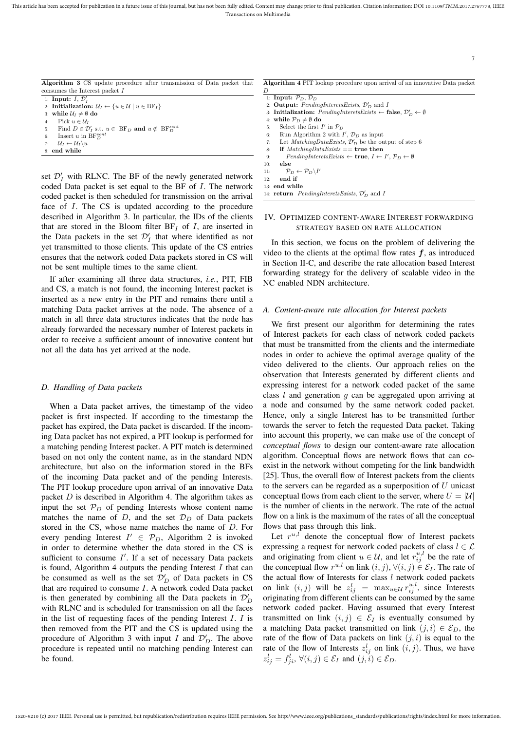**Algorithm 3** CS update procedure after transmission of Data packet that consumes the Interest packet $I$

```
1: Input: I, D'_I
2: Initialization: U_I ← {u ∈ U | u ∈ BF_I}
3: while U_I ≠ ∅ do
4:   Pick u ∈ U_I
5:   Find D ∈ D'_I s.t. u ∈ BF_D and u ∉ BF_D^sent
6:   Insert u in BF_D^sent
7:   U_I ← U_I \ u
8: end while
```

set $\mathcal{D}'_I$ with RLNC. The BF of the newly generated network coded Data packet is set equal to the BF of $I$. The network coded packet is then scheduled for transmission on the arrival face of $I$. The CS is updated according to the procedure described in Algorithm 3. In particular, the IDs of the clients that are stored in the Bloom filter $\text{BF}_I$ of $I$, are inserted in the Data packets in the set $\mathcal{D}'_I$ that where identified as not yet transmitted to those clients. This update of the CS entries ensures that the network coded Data packets stored in CS will not be sent multiple times to the same client.

If after examining all three data structures, *i.e.*, PIT, FIB and CS, a match is not found, the incoming Interest packet is inserted as a new entry in the PIT and remains there until a matching Data packet arrives at the node. The absence of a match in all three data structures indicates that the node has already forwarded the necessary number of Interest packets in order to receive a sufficient amount of innovative content but not all the data has yet arrived at the node.

### D. Handling of Data packets

When a Data packet arrives, the timestamp of the video packet is first inspected. If according to the timestamp the packet has expired, the Data packet is discarded. If the incoming Data packet has not expired, a PIT lookup is performed for a matching pending Interest packet. A PIT match is determined based on not only the content name, as in the standard NDN architecture, but also on the information stored in the BFs of the incoming Data packet and of the pending Interests. The PIT lookup procedure upon arrival of an innovative Data packet $D$ is described in Algorithm 4. The algorithm takes as input the set $\mathcal{P}_D$ of pending Interests whose content name matches the name of $D$, and the set $\mathcal{D}_D$ of Data packets stored in the CS, whose name matches the name of $D$. For every pending Interest $I' \in \mathcal{P}_D$, Algorithm 2 is invoked in order to determine whether the data stored in the CS is sufficient to consume $I'$. If a set of necessary Data packets is found, Algorithm 4 outputs the pending Interest $I$ that can be consumed as well as the set $\mathcal{D}'_D$ of Data packets in CS that are required to consume $I$. A network coded Data packet is then generated by combining all the Data packets in $\mathcal{D}'_D$ with RLNC and is scheduled for transmission on all the faces in the list of requesting faces of the pending Interest $I$. $I$ is then removed from the PIT and the CS is updated using the procedure of Algorithm 3 with input $I$ and $\mathcal{D}'_D$. The above procedure is repeated until no matching pending Interest can be found.

**Algorithm 4** PIT lookup procedure upon arrival of an innovative Data packet $D$

```
1: Input: P_D, D_D
2: Output: PendingInterestsExists, D'_D and I
3: Initialization: PendingInterestsExists ← false, D'_D ← ∅
4: while P_D ≠ ∅ do
5:   Select the first I' in P_D
6:   Run Algorithm 2 with I', D_D as input
7:   Let MatchingDataExists, D'_D be the output of step 6
8:   if MatchingDataExists == true then
9:     PendingInterestsExists ← true, I ← I', P_D ← ∅
10:  else
11:    P_D ← P_D \ I'
12:  end if
13: end while
14: return PendingInterestsExists, D'_D and I
```

## IV. Optimized content-aware Interest forwarding strategy based on rate allocation

In this section, we focus on the problem of delivering the video to the clients at the optimal flow rates $\boldsymbol{f}$, as introduced in Section II-C, and describe the rate allocation based Interest forwarding strategy for the delivery of scalable video in the NC enabled NDN architecture.

### A. Content-aware rate allocation for Interest packets

We first present our algorithm for determining the rates of Interest packets for each class of network coded packets that must be transmitted from the clients and the intermediate nodes in order to achieve the optimal average quality of the video delivered to the clients. Our approach relies on the observation that Interests generated by different clients and expressing interest for a network coded packet of the same class $l$ and generation $g$ can be aggregated upon arriving at a node and consumed by the same network coded packet. Hence, only a single Interest has to be transmitted further towards the server to fetch the requested Data packet. Taking into account this property, we can make use of the concept of *conceptual flows* to design our content-aware rate allocation algorithm. Conceptual flows are network flows that can co-exist in the network without competing for the link bandwidth [25]. Thus, the overall flow of Interest packets from the clients to the servers can be regarded as a superposition of $U$ unicast conceptual flows from each client to the server, where $U = |\mathcal{U}|$ is the number of clients in the network. The rate of the actual flow on a link is the maximum of the rates of all the conceptual flows that pass through this link.

Let $r^{u,l}$ denote the conceptual flow of Interest packets expressing a request for network coded packets of class $l \in \mathcal{L}$ and originating from client $u \in \mathcal{U}$, and let $r_{ij}^{u,l}$ be the rate of the conceptual flow $r^{u,l}$ on link $(i,j), \forall (i,j) \in \mathcal{E}_I$. The rate of the actual flow of Interests for class $l$ network coded packets on link $(i,j)$ will be $z_{ij}^l = \max_{u \in \mathcal{U}} r_{ij}^{u,l}$, since Interests originating from different clients can be consumed by the same network coded packet. Having assumed that every Interest transmitted on link $(i,j) \in \mathcal{E}_I$ is eventually consumed by a matching Data packet transmitted on link $(j,i) \in \mathcal{E}_D$, the rate of the flow of Data packets on link $(j,i)$ is equal to the rate of the flow of Interests $z_{ij}^l$ on link $(i,j)$. Thus, we have $z_{ij}^l = f_{ji}^l, \forall (i,j) \in \mathcal{E}_I$ and $(j,i) \in \mathcal{E}_D$.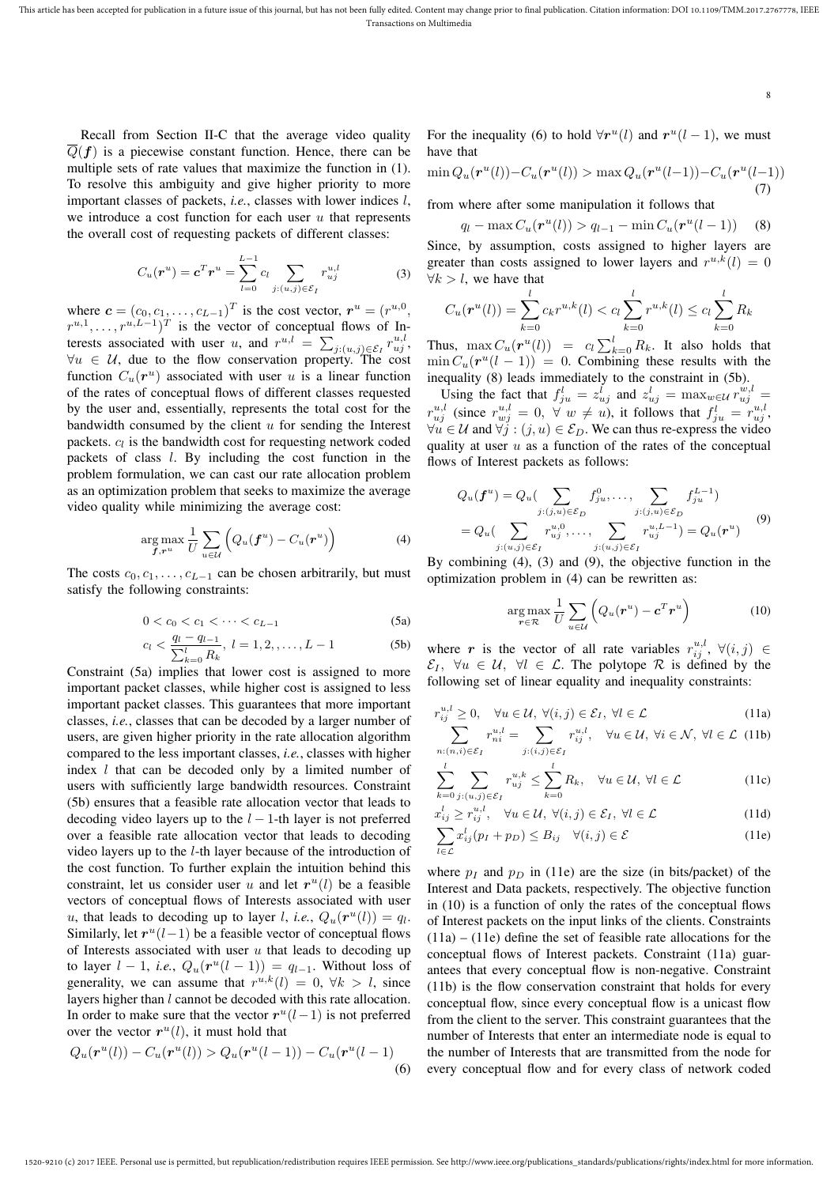Recall from Section II-C that the average video quality $\overline{Q}(\boldsymbol{f})$ is a piecewise constant function. Hence, there can be multiple sets of rate values that maximize the function in (1). To resolve this ambiguity and give higher priority to more important classes of packets, *i.e.*, classes with lower indices $l$, we introduce a cost function for each user $u$ that represents the overall cost of requesting packets of different classes:

$$C_u(\boldsymbol{r}^u) = \boldsymbol{c}^T \boldsymbol{r}^u = \sum_{l=0}^{L-1} c_l \sum_{j:(u,j)\in\mathcal{E}_I} r_{uj}^{u,l} \tag{3}$$

where $\boldsymbol{c} = (c_0, c_1, \dots, c_{L-1})^T$ is the cost vector, $\boldsymbol{r}^u = (r^{u,0}, r^{u,1}, \dots, r^{u,L-1})^T$ is the vector of conceptual flows of Interests associated with user $u$, and $r^{u,l} = \sum_{j:(u,j)\in\mathcal{E}_I} r_{uj}^{u,l}$, $\forall u \in \mathcal{U}$, due to the flow conservation property. The cost function $C_u(\boldsymbol{r}^u)$ associated with user $u$ is a linear function of the rates of conceptual flows of different classes requested by the user and, essentially, represents the total cost for the bandwidth consumed by the client $u$ for sending the Interest packets. $c_l$ is the bandwidth cost for requesting network coded packets of class $l$. By including the cost function in the problem formulation, we can cast our rate allocation problem as an optimization problem that seeks to maximize the average video quality while minimizing the average cost:

$$\arg\max_{\boldsymbol{f},\boldsymbol{r}^u} \frac{1}{U} \sum_{u\in\mathcal{U}} \Big( Q_u(\boldsymbol{f}^u) - C_u(\boldsymbol{r}^u) \Big) \tag{4}$$

The costs $c_0, c_1, \dots, c_{L-1}$ can be chosen arbitrarily, but must satisfy the following constraints:

$$0 < c_0 < c_1 < \dots < c_{L-1} \tag{5a}$$

$$c_l < \frac{q_l - q_{l-1}}{\sum_{k=0}^{l} R_k}, \; l = 1, 2, \dots, L-1 \tag{5b}$$

Constraint (5a) implies that lower cost is assigned to more important packet classes, while higher cost is assigned to less important packet classes. This guarantees that more important classes, *i.e.*, classes that can be decoded by a larger number of users, are given higher priority in the rate allocation algorithm compared to the less important classes, *i.e.*, classes with higher index $l$ that can be decoded only by a limited number of users with sufficiently large bandwidth resources. Constraint (5b) ensures that a feasible rate allocation vector that leads to decoding video layers up to the $l-1$-th layer is not preferred over a feasible rate allocation vector that leads to decoding video layers up to the $l$-th layer because of the introduction of the cost function. To further explain the intuition behind this constraint, let us consider user $u$ and let $\boldsymbol{r}^u(l)$ be a feasible vectors of conceptual flows of Interests associated with user $u$, that leads to decoding up to layer $l$, *i.e.*, $Q_u(\boldsymbol{r}^u(l)) = q_l$. Similarly, let $\boldsymbol{r}^u(l-1)$ be a feasible vector of conceptual flows of Interests associated with user $u$ that leads to decoding up to layer $l-1$, *i.e.*, $Q_u(\boldsymbol{r}^u(l-1)) = q_{l-1}$. Without loss of generality, we can assume that $r^{u,k}(l) = 0$, $\forall k > l$, since layers higher than $l$ cannot be decoded with this rate allocation. In order to make sure that the vector $\boldsymbol{r}^u(l-1)$ is not preferred over the vector $\boldsymbol{r}^u(l)$, it must hold that

$$Q_u(\boldsymbol{r}^u(l)) - C_u(\boldsymbol{r}^u(l)) > Q_u(\boldsymbol{r}^u(l-1)) - C_u(\boldsymbol{r}^u(l-1)) \tag{6}$$

For the inequality (6) to hold $\forall \boldsymbol{r}^u(l)$ and $\boldsymbol{r}^u(l-1)$, we must have that

$$\min Q_u(\boldsymbol{r}^u(l)) - C_u(\boldsymbol{r}^u(l)) > \max Q_u(\boldsymbol{r}^u(l-1)) - C_u(\boldsymbol{r}^u(l-1)) \tag{7}$$

from where after some manipulation it follows that

$$q_l - \max C_u(\boldsymbol{r}^u(l)) > q_{l-1} - \min C_u(\boldsymbol{r}^u(l-1)) \tag{8}$$

Since, by assumption, costs assigned to higher layers are greater than costs assigned to lower layers and $r^{u,k}(l) = 0$ $\forall k > l$, we have that

$$C_u(\boldsymbol{r}^u(l)) = \sum_{k=0}^{l} c_k r^{u,k}(l) < c_l \sum_{k=0}^{l} r^{u,k}(l) \leq c_l \sum_{k=0}^{l} R_k$$

Thus, $\max C_u(\boldsymbol{r}^u(l)) = c_l \sum_{k=0}^{l} R_k$. It also holds that $\min C_u(\boldsymbol{r}^u(l-1)) = 0$. Combining these results with the inequality (8) leads immediately to the constraint in (5b).

Using the fact that $f_{ju}^l = z_{uj}^l$ and $z_{uj}^l = \max_{w\in\mathcal{U}} r_{uj}^{w,l} = r_{uj}^{u,l}$ (since $r_{wj}^{u,l} = 0$, $\forall\, w \neq u$), it follows that $f_{ju}^l = r_{uj}^{u,l}$, $\forall u \in \mathcal{U}$ and $\forall j : (j,u) \in \mathcal{E}_D$. We can thus re-express the video quality at user $u$ as a function of the rates of the conceptual flows of Interest packets as follows:

$$\begin{aligned} Q_u(\boldsymbol{f}^u) &= Q_u\Big( \sum_{j:(j,u)\in\mathcal{E}_D} f_{ju}^0, \dots, \sum_{j:(j,u)\in\mathcal{E}_D} f_{ju}^{L-1} \Big) \\ &= Q_u\Big( \sum_{j:(u,j)\in\mathcal{E}_I} r_{uj}^{u,0}, \dots, \sum_{j:(u,j)\in\mathcal{E}_I} r_{uj}^{u,L-1} \Big) = Q_u(\boldsymbol{r}^u) \end{aligned} \tag{9}$$

By combining (4), (3) and (9), the objective function in the optimization problem in (4) can be rewritten as:

$$\arg\max_{\boldsymbol{r}\in\mathcal{R}} \frac{1}{U} \sum_{u\in\mathcal{U}} \Big( Q_u(\boldsymbol{r}^u) - \boldsymbol{c}^T \boldsymbol{r}^u \Big) \tag{10}$$

where $\boldsymbol{r}$ is the vector of all rate variables $r_{ij}^{u,l}$, $\forall (i,j) \in \mathcal{E}_I$, $\forall u \in \mathcal{U}$, $\forall l \in \mathcal{L}$. The polytope $\mathcal{R}$ is defined by the following set of linear equality and inequality constraints:

$$r_{ij}^{u,l} \geq 0, \quad \forall u \in \mathcal{U}, \; \forall (i,j) \in \mathcal{E}_I, \; \forall l \in \mathcal{L} \tag{11a}$$

$$\sum_{n:(n,i)\in\mathcal{E}_I} r_{ni}^{u,l} = \sum_{j:(i,j)\in\mathcal{E}_I} r_{ij}^{u,l}, \quad \forall u \in \mathcal{U}, \; \forall i \in \mathcal{N}, \; \forall l \in \mathcal{L} \tag{11b}$$

$$\sum_{k=0}^{l} \sum_{j:(u,j)\in\mathcal{E}_I} r_{uj}^{u,k} \leq \sum_{k=0}^{l} R_k, \quad \forall u \in \mathcal{U}, \; \forall l \in \mathcal{L} \tag{11c}$$

$$x_{ij}^l \geq r_{ij}^{u,l}, \quad \forall u \in \mathcal{U}, \; \forall (i,j) \in \mathcal{E}_I, \; \forall l \in \mathcal{L} \tag{11d}$$

$$\sum_{l\in\mathcal{L}} x_{ij}^l (p_I + p_D) \leq B_{ij} \quad \forall (i,j) \in \mathcal{E} \tag{11e}$$

where $p_I$ and $p_D$ in (11e) are the size (in bits/packet) of the Interest and Data packets, respectively. The objective function in (10) is a function of only the rates of the conceptual flows of Interest packets on the input links of the clients. Constraints (11a) – (11e) define the set of feasible rate allocations for the conceptual flows of Interest packets. Constraint (11a) guarantees that every conceptual flow is non-negative. Constraint (11b) is the flow conservation constraint that holds for every conceptual flow, since every conceptual flow is a unicast flow from the client to the server. This constraint guarantees that the number of Interests that enter an intermediate node is equal to the number of Interests that are transmitted from the node for every conceptual flow and for every class of network coded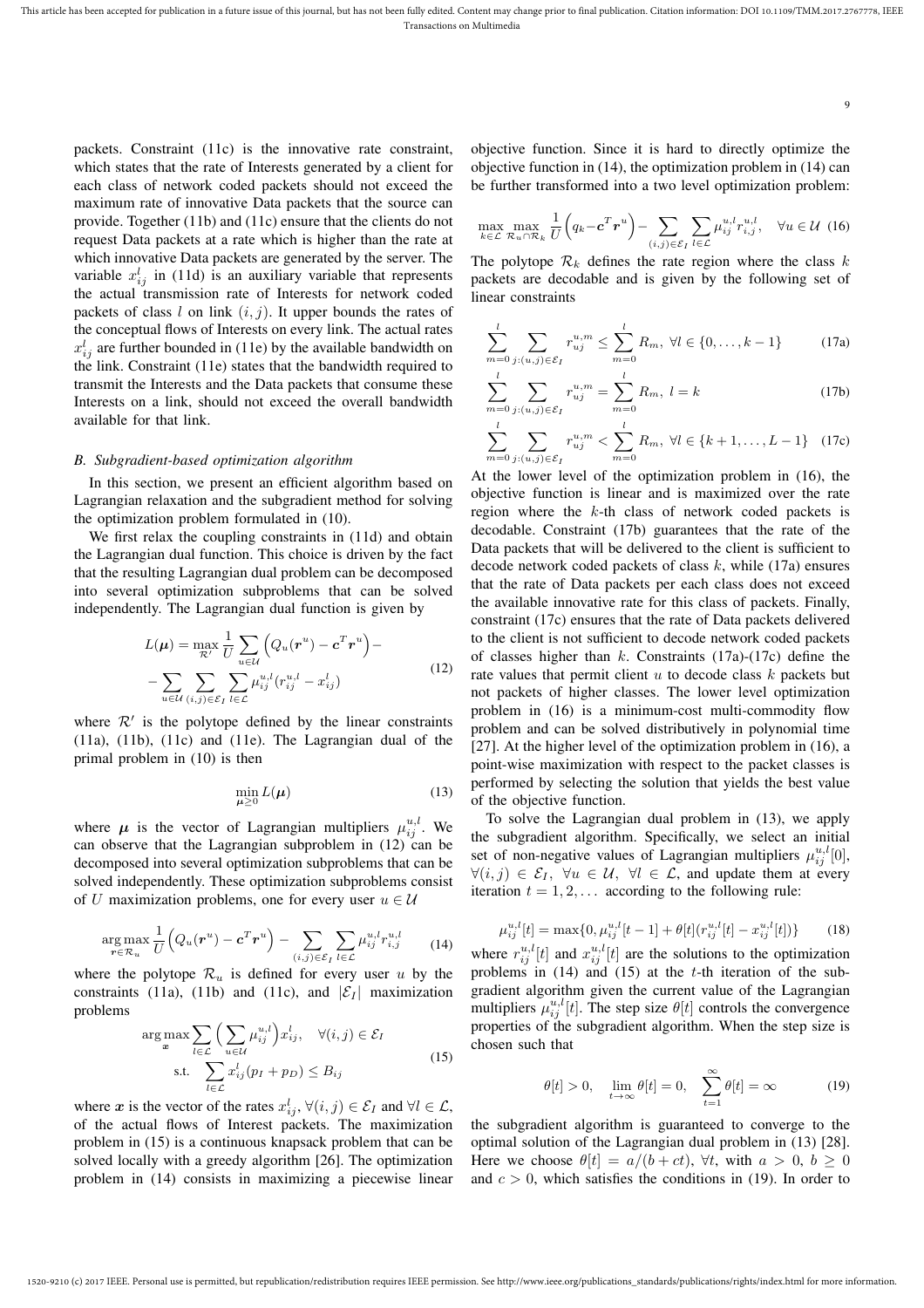packets. Constraint (11c) is the innovative rate constraint, which states that the rate of Interests generated by a client for each class of network coded packets should not exceed the maximum rate of innovative Data packets that the source can provide. Together (11b) and (11c) ensure that the clients do not request Data packets at a rate which is higher than the rate at which innovative Data packets are generated by the server. The variable $x_{ij}^l$ in (11d) is an auxiliary variable that represents the actual transmission rate of Interests for network coded packets of class $l$ on link $(i, j)$. It upper bounds the rates of the conceptual flows of Interests on every link. The actual rates $x_{ij}^l$ are further bounded in (11e) by the available bandwidth on the link. Constraint (11e) states that the bandwidth required to transmit the Interests and the Data packets that consume these Interests on a link, should not exceed the overall bandwidth available for that link.

### B. Subgradient-based optimization algorithm

In this section, we present an efficient algorithm based on Lagrangian relaxation and the subgradient method for solving the optimization problem formulated in (10).

We first relax the coupling constraints in (11d) and obtain the Lagrangian dual function. This choice is driven by the fact that the resulting Lagrangian dual problem can be decomposed into several optimization subproblems that can be solved independently. The Lagrangian dual function is given by

$$L(\boldsymbol{\mu}) = \max_{\mathcal{R}'} \frac{1}{U} \sum_{u \in \mathcal{U}} \Big( Q_u(\boldsymbol{r}^u) - \boldsymbol{c}^T \boldsymbol{r}^u \Big) - \\ - \sum_{u \in \mathcal{U}} \sum_{(i,j) \in \mathcal{E}_I} \sum_{l \in \mathcal{L}} \mu_{ij}^{u,l} (r_{ij}^{u,l} - x_{ij}^l) \tag{12}$$

where $\mathcal{R}'$ is the polytope defined by the linear constraints (11a), (11b), (11c) and (11e). The Lagrangian dual of the primal problem in (10) is then

$$\min_{\boldsymbol{\mu} \geq 0} L(\boldsymbol{\mu}) \tag{13}$$

where $\boldsymbol{\mu}$ is the vector of Lagrangian multipliers $\mu_{ij}^{u,l}$. We can observe that the Lagrangian subproblem in (12) can be decomposed into several optimization subproblems that can be solved independently. These optimization subproblems consist of $U$ maximization problems, one for every user $u \in \mathcal{U}$

$$\operatorname*{arg\,max}_{\boldsymbol{r} \in \mathcal{R}_u} \frac{1}{U} \Big( Q_u(\boldsymbol{r}^u) - \boldsymbol{c}^T \boldsymbol{r}^u \Big) - \sum_{(i,j) \in \mathcal{E}_I} \sum_{l \in \mathcal{L}} \mu_{ij}^{u,l} r_{i,j}^{u,l} \tag{14}$$

where the polytope $\mathcal{R}_u$ is defined for every user $u$ by the constraints (11a), (11b) and (11c), and $|\mathcal{E}_I|$ maximization problems

$$\begin{aligned} \operatorname*{arg\,max}_{\boldsymbol{x}} & \sum_{l \in \mathcal{L}} \Big( \sum_{u \in \mathcal{U}} \mu_{ij}^{u,l} \Big) x_{ij}^l, \quad \forall (i,j) \in \mathcal{E}_I \\ \text{s.t.} & \sum_{l \in \mathcal{L}} x_{ij}^l (p_I + p_D) \leq B_{ij} \end{aligned} \tag{15}$$

where $\boldsymbol{x}$ is the vector of the rates $x_{ij}^l$, $\forall (i,j) \in \mathcal{E}_I$ and $\forall l \in \mathcal{L}$, of the actual flows of Interest packets. The maximization problem in (15) is a continuous knapsack problem that can be solved locally with a greedy algorithm [26]. The optimization problem in (14) consists in maximizing a piecewise linear objective function. Since it is hard to directly optimize the objective function in (14), the optimization problem in (14) can be further transformed into a two level optimization problem:

$$\max_{k \in \mathcal{L}} \max_{\mathcal{R}_u \cap \mathcal{R}_k} \frac{1}{U} \Big( q_k - \boldsymbol{c}^T \boldsymbol{r}^u \Big) - \sum_{(i,j) \in \mathcal{E}_I} \sum_{l \in \mathcal{L}} \mu_{ij}^{u,l} r_{i,j}^{u,l}, \quad \forall u \in \mathcal{U} \tag{16}$$

The polytope $\mathcal{R}_k$ defines the rate region where the class $k$ packets are decodable and is given by the following set of linear constraints

$$\sum_{m=0}^{l} \sum_{j:(u,j) \in \mathcal{E}_I} r_{uj}^{u,m} \leq \sum_{m=0}^{l} R_m, \ \forall l \in \{0, \ldots, k-1\} \tag{17a}$$

$$\sum_{m=0}^{l} \sum_{j:(u,j) \in \mathcal{E}_I} r_{uj}^{u,m} = \sum_{m=0}^{l} R_m, \ l = k \tag{17b}$$

$$\sum_{m=0}^{l} \sum_{j:(u,j) \in \mathcal{E}_I} r_{uj}^{u,m} < \sum_{m=0}^{l} R_m, \ \forall l \in \{k+1, \ldots, L-1\} \tag{17c}$$

At the lower level of the optimization problem in (16), the objective function is linear and is maximized over the rate region where the $k$-th class of network coded packets is decodable. Constraint (17b) guarantees that the rate of the Data packets that will be delivered to the client is sufficient to decode network coded packets of class $k$, while (17a) ensures that the rate of Data packets per each class does not exceed the available innovative rate for this class of packets. Finally, constraint (17c) ensures that the rate of Data packets delivered to the client is not sufficient to decode network coded packets of classes higher than $k$. Constraints (17a)-(17c) define the rate values that permit client $u$ to decode class $k$ packets but not packets of higher classes. The lower level optimization problem in (16) is a minimum-cost multi-commodity flow problem and can be solved distributively in polynomial time [27]. At the higher level of the optimization problem in (16), a point-wise maximization with respect to the packet classes is performed by selecting the solution that yields the best value of the objective function.

To solve the Lagrangian dual problem in (13), we apply the subgradient algorithm. Specifically, we select an initial set of non-negative values of Lagrangian multipliers $\mu_{ij}^{u,l}[0]$, $\forall (i,j) \in \mathcal{E}_I$, $\forall u \in \mathcal{U}$, $\forall l \in \mathcal{L}$, and update them at every iteration $t = 1, 2, \ldots$ according to the following rule:

$$\mu_{ij}^{u,l}[t] = \max\{0, \mu_{ij}^{u,l}[t-1] + \theta[t](r_{ij}^{u,l}[t] - x_{ij}^{u,l}[t])\} \tag{18}$$

where $r_{ij}^{u,l}[t]$ and $x_{ij}^{u,l}[t]$ are the solutions to the optimization problems in (14) and (15) at the $t$-th iteration of the subgradient algorithm given the current value of the Lagrangian multipliers $\mu_{ij}^{u,l}[t]$. The step size $\theta[t]$ controls the convergence properties of the subgradient algorithm. When the step size is chosen such that

$$\theta[t] > 0, \quad \lim_{t \to \infty} \theta[t] = 0, \quad \sum_{t=1}^{\infty} \theta[t] = \infty \tag{19}$$

the subgradient algorithm is guaranteed to converge to the optimal solution of the Lagrangian dual problem in (13) [28]. Here we choose $\theta[t] = a/(b + ct)$, $\forall t$, with $a > 0$, $b \geq 0$ and $c > 0$, which satisfies the conditions in (19). In order to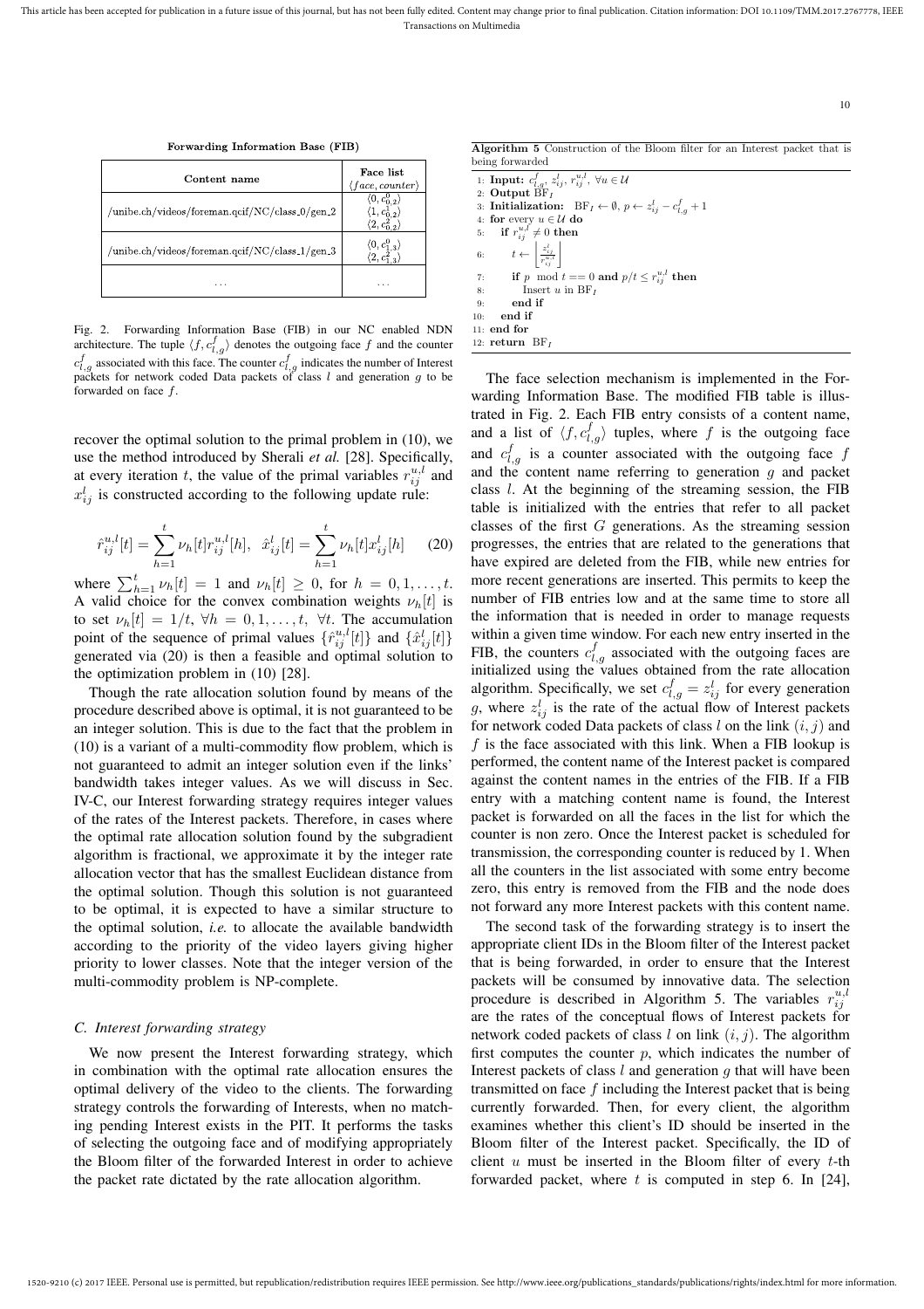**Forwarding Information Base (FIB)**

| Content name | Face list $\langle face, counter \rangle$ |
|---|---|
| /unibe.ch/videos/foreman.qcif/NC/class_0/gen_2 | $\langle 0, c^0_{0,2} \rangle$ $\langle 1, c^1_{0,2} \rangle$ $\langle 2, c^2_{0,2} \rangle$ |
| /unibe.ch/videos/foreman.qcif/NC/class_1/gen_3 | $\langle 0, c^0_{1,3} \rangle$ $\langle 2, c^2_{1,3} \rangle$ |
| ... | ... |

Fig. 2. Forwarding Information Base (FIB) in our NC enabled NDN architecture. The tuple $\langle f, c^f_{l,g} \rangle$ denotes the outgoing face $f$ and the counter $c^f_{l,g}$ associated with this face. The counter $c^f_{l,g}$ indicates the number of Interest packets for network coded Data packets of class $l$ and generation $g$ to be forwarded on face $f$.

recover the optimal solution to the primal problem in (10), we use the method introduced by Sherali *et al.* [28]. Specifically, at every iteration $t$, the value of the primal variables $r^{u,l}_{ij}$ and $x^l_{ij}$ is constructed according to the following update rule:

$$\hat{r}^{u,l}_{ij}[t] = \sum_{h=1}^{t} \nu_h[t] r^{u,l}_{ij}[h], \;\; \hat{x}^l_{ij}[t] = \sum_{h=1}^{t} \nu_h[t] x^l_{ij}[h] \qquad (20)$$

where $\sum_{h=1}^{t} \nu_h[t] = 1$ and $\nu_h[t] \geq 0$, for $h = 0, 1, \ldots, t$. A valid choice for the convex combination weights $\nu_h[t]$ is to set $\nu_h[t] = 1/t$, $\forall h = 0, 1, \ldots, t$, $\forall t$. The accumulation point of the sequence of primal values $\{\hat{r}^{u,l}_{ij}[t]\}$ and $\{\hat{x}^l_{ij}[t]\}$ generated via (20) is then a feasible and optimal solution to the optimization problem in (10) [28].

Though the rate allocation solution found by means of the procedure described above is optimal, it is not guaranteed to be an integer solution. This is due to the fact that the problem in (10) is a variant of a multi-commodity flow problem, which is not guaranteed to admit an integer solution even if the links' bandwidth takes integer values. As we will discuss in Sec. IV-C, our Interest forwarding strategy requires integer values of the rates of the Interest packets. Therefore, in cases where the optimal rate allocation solution found by the subgradient algorithm is fractional, we approximate it by the integer rate allocation vector that has the smallest Euclidean distance from the optimal solution. Though this solution is not guaranteed to be optimal, it is expected to have a similar structure to the optimal solution, *i.e.* to allocate the available bandwidth according to the priority of the video layers giving higher priority to lower classes. Note that the integer version of the multi-commodity problem is NP-complete.

### C. Interest forwarding strategy

We now present the Interest forwarding strategy, which in combination with the optimal rate allocation ensures the optimal delivery of the video to the clients. The forwarding strategy controls the forwarding of Interests, when no matching pending Interest exists in the PIT. It performs the tasks of selecting the outgoing face and of modifying appropriately the Bloom filter of the forwarded Interest in order to achieve the packet rate dictated by the rate allocation algorithm.

**Algorithm 5** Construction of the Bloom filter for an Interest packet that is being forwarded

```
1:  Input: c^f_{l,g}, z^l_{ij}, r^{u,l}_{ij}, ∀u ∈ U
2:  Output BF_I
3:  Initialization:  BF_I ← ∅, p ← z^l_{ij} − c^f_{l,g} + 1
4:  for every u ∈ U do
5:    if r^{u,l}_{ij} ≠ 0 then
6:      t ← ⌊ z^l_{ij} / r^{u,l}_{ij} ⌋
7:      if p mod t == 0 and p/t ≤ r^{u,l}_{ij} then
8:        Insert u in BF_I
9:      end if
10:   end if
11: end for
12: return BF_I
```

The face selection mechanism is implemented in the Forwarding Information Base. The modified FIB table is illustrated in Fig. 2. Each FIB entry consists of a content name, and a list of $\langle f, c^f_{l,g} \rangle$ tuples, where $f$ is the outgoing face and $c^f_{l,g}$ is a counter associated with the outgoing face $f$ and the content name referring to generation $g$ and packet class $l$. At the beginning of the streaming session, the FIB table is initialized with the entries that refer to all packet classes of the first $G$ generations. As the streaming session progresses, the entries that are related to the generations that have expired are deleted from the FIB, while new entries for more recent generations are inserted. This permits to keep the number of FIB entries low and at the same time to store all the information that is needed in order to manage requests within a given time window. For each new entry inserted in the FIB, the counters $c^f_{l,g}$ associated with the outgoing faces are initialized using the values obtained from the rate allocation algorithm. Specifically, we set $c^f_{l,g} = z^l_{ij}$ for every generation $g$, where $z^l_{ij}$ is the rate of the actual flow of Interest packets for network coded Data packets of class $l$ on the link $(i, j)$ and $f$ is the face associated with this link. When a FIB lookup is performed, the content name of the Interest packet is compared against the content names in the entries of the FIB. If a FIB entry with a matching content name is found, the Interest packet is forwarded on all the faces in the list for which the counter is non zero. Once the Interest packet is scheduled for transmission, the corresponding counter is reduced by 1. When all the counters in the list associated with some entry become zero, this entry is removed from the FIB and the node does not forward any more Interest packets with this content name.

The second task of the forwarding strategy is to insert the appropriate client IDs in the Bloom filter of the Interest packet that is being forwarded, in order to ensure that the Interest packets will be consumed by innovative data. The selection procedure is described in Algorithm 5. The variables $r^{u,l}_{ij}$ are the rates of the conceptual flows of Interest packets for network coded packets of class $l$ on link $(i, j)$. The algorithm first computes the counter $p$, which indicates the number of Interest packets of class $l$ and generation $g$ that will have been transmitted on face $f$ including the Interest packet that is being currently forwarded. Then, for every client, the algorithm examines whether this client's ID should be inserted in the Bloom filter of the Interest packet. Specifically, the ID of client $u$ must be inserted in the Bloom filter of every $t$-th forwarded packet, where $t$ is computed in step 6. In [24],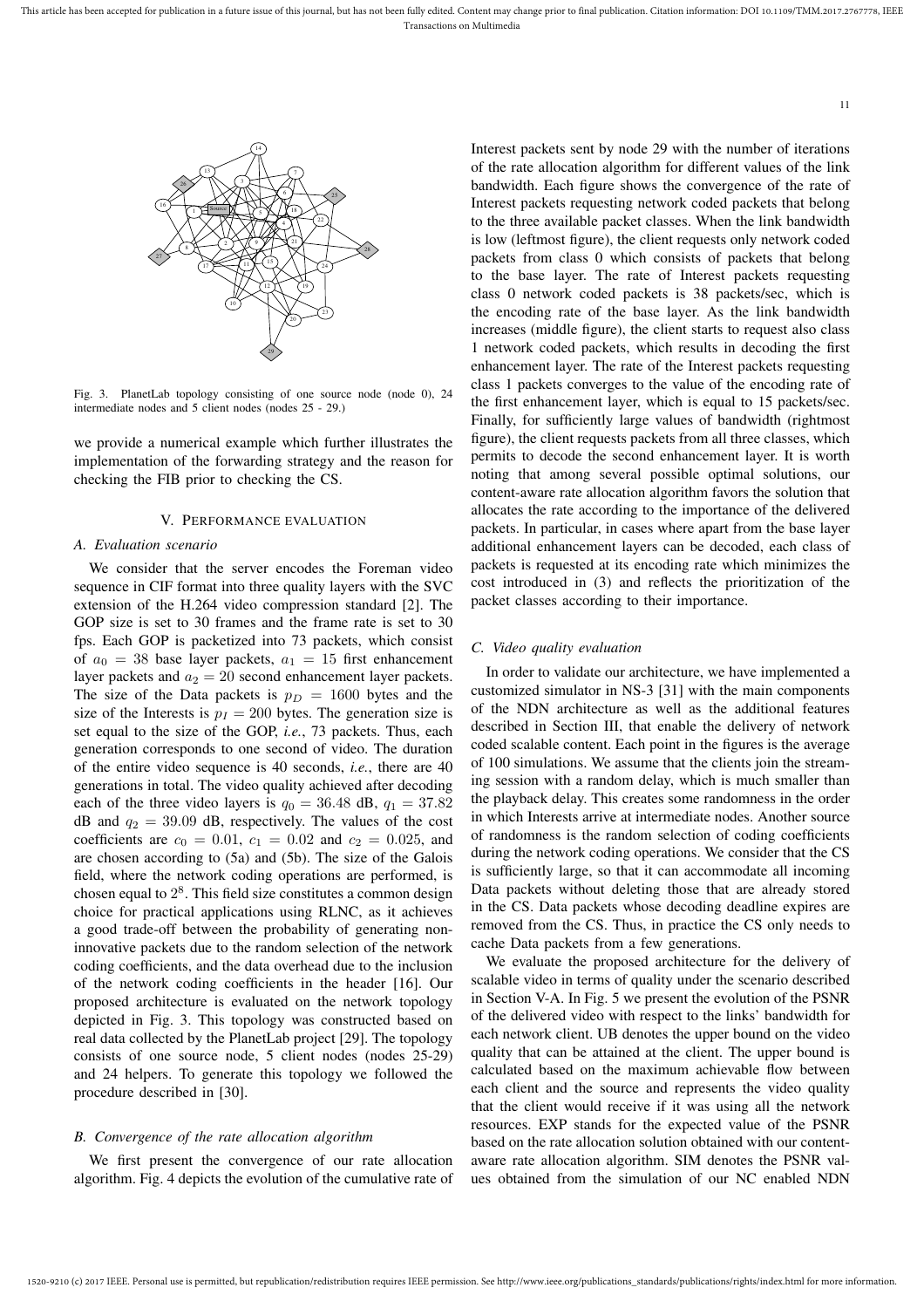14

15

7

26

3

25

6

16

1

Source

5

18

22

4

2

9

21

28

8

27

11

13

24

17

12

19

10

23

20

29

Fig. 3. PlanetLab topology consisting of one source node (node 0), 24 intermediate nodes and 5 client nodes (nodes 25 - 29.)

we provide a numerical example which further illustrates the implementation of the forwarding strategy and the reason for checking the FIB prior to checking the CS.

## V. Performance evaluation

### A. Evaluation scenario

We consider that the server encodes the Foreman video sequence in CIF format into three quality layers with the SVC extension of the H.264 video compression standard [2]. The GOP size is set to 30 frames and the frame rate is set to 30 fps. Each GOP is packetized into 73 packets, which consist of $a_0 = 38$ base layer packets, $a_1 = 15$ first enhancement layer packets and $a_2 = 20$ second enhancement layer packets. The size of the Data packets is $p_D = 1600$ bytes and the size of the Interests is $p_I = 200$ bytes. The generation size is set equal to the size of the GOP, *i.e.*, 73 packets. Thus, each generation corresponds to one second of video. The duration of the entire video sequence is 40 seconds, *i.e.*, there are 40 generations in total. The video quality achieved after decoding each of the three video layers is $q_0 = 36.48$ dB, $q_1 = 37.82$ dB and $q_2 = 39.09$ dB, respectively. The values of the cost coefficients are $c_0 = 0.01$, $c_1 = 0.02$ and $c_2 = 0.025$, and are chosen according to (5a) and (5b). The size of the Galois field, where the network coding operations are performed, is chosen equal to $2^8$. This field size constitutes a common design choice for practical applications using RLNC, as it achieves a good trade-off between the probability of generating non-innovative packets due to the random selection of the network coding coefficients, and the data overhead due to the inclusion of the network coding coefficients in the header [16]. Our proposed architecture is evaluated on the network topology depicted in Fig. 3. This topology was constructed based on real data collected by the PlanetLab project [29]. The topology consists of one source node, 5 client nodes (nodes 25-29) and 24 helpers. To generate this topology we followed the procedure described in [30].

### B. Convergence of the rate allocation algorithm

We first present the convergence of our rate allocation algorithm. Fig. 4 depicts the evolution of the cumulative rate of Interest packets sent by node 29 with the number of iterations of the rate allocation algorithm for different values of the link bandwidth. Each figure shows the convergence of the rate of Interest packets requesting network coded packets that belong to the three available packet classes. When the link bandwidth is low (leftmost figure), the client requests only network coded packets from class 0 which consists of packets that belong to the base layer. The rate of Interest packets requesting class 0 network coded packets is 38 packets/sec, which is the encoding rate of the base layer. As the link bandwidth increases (middle figure), the client starts to request also class 1 network coded packets, which results in decoding the first enhancement layer. The rate of the Interest packets requesting class 1 packets converges to the value of the encoding rate of the first enhancement layer, which is equal to 15 packets/sec. Finally, for sufficiently large values of bandwidth (rightmost figure), the client requests packets from all three classes, which permits to decode the second enhancement layer. It is worth noting that among several possible optimal solutions, our content-aware rate allocation algorithm favors the solution that allocates the rate according to the importance of the delivered packets. In particular, in cases where apart from the base layer additional enhancement layers can be decoded, each class of packets is requested at its encoding rate which minimizes the cost introduced in (3) and reflects the prioritization of the packet classes according to their importance.

### C. Video quality evaluation

In order to validate our architecture, we have implemented a customized simulator in NS-3 [31] with the main components of the NDN architecture as well as the additional features described in Section III, that enable the delivery of network coded scalable content. Each point in the figures is the average of 100 simulations. We assume that the clients join the streaming session with a random delay, which is much smaller than the playback delay. This creates some randomness in the order in which Interests arrive at intermediate nodes. Another source of randomness is the random selection of coding coefficients during the network coding operations. We consider that the CS is sufficiently large, so that it can accommodate all incoming Data packets without deleting those that are already stored in the CS. Data packets whose decoding deadline expires are removed from the CS. Thus, in practice the CS only needs to cache Data packets from a few generations.

We evaluate the proposed architecture for the delivery of scalable video in terms of quality under the scenario described in Section V-A. In Fig. 5 we present the evolution of the PSNR of the delivered video with respect to the links' bandwidth for each network client. UB denotes the upper bound on the video quality that can be attained at the client. The upper bound is calculated based on the maximum achievable flow between each client and the source and represents the video quality that the client would receive if it was using all the network resources. EXP stands for the expected value of the PSNR based on the rate allocation solution obtained with our content-aware rate allocation algorithm. SIM denotes the PSNR values obtained from the simulation of our NC enabled NDN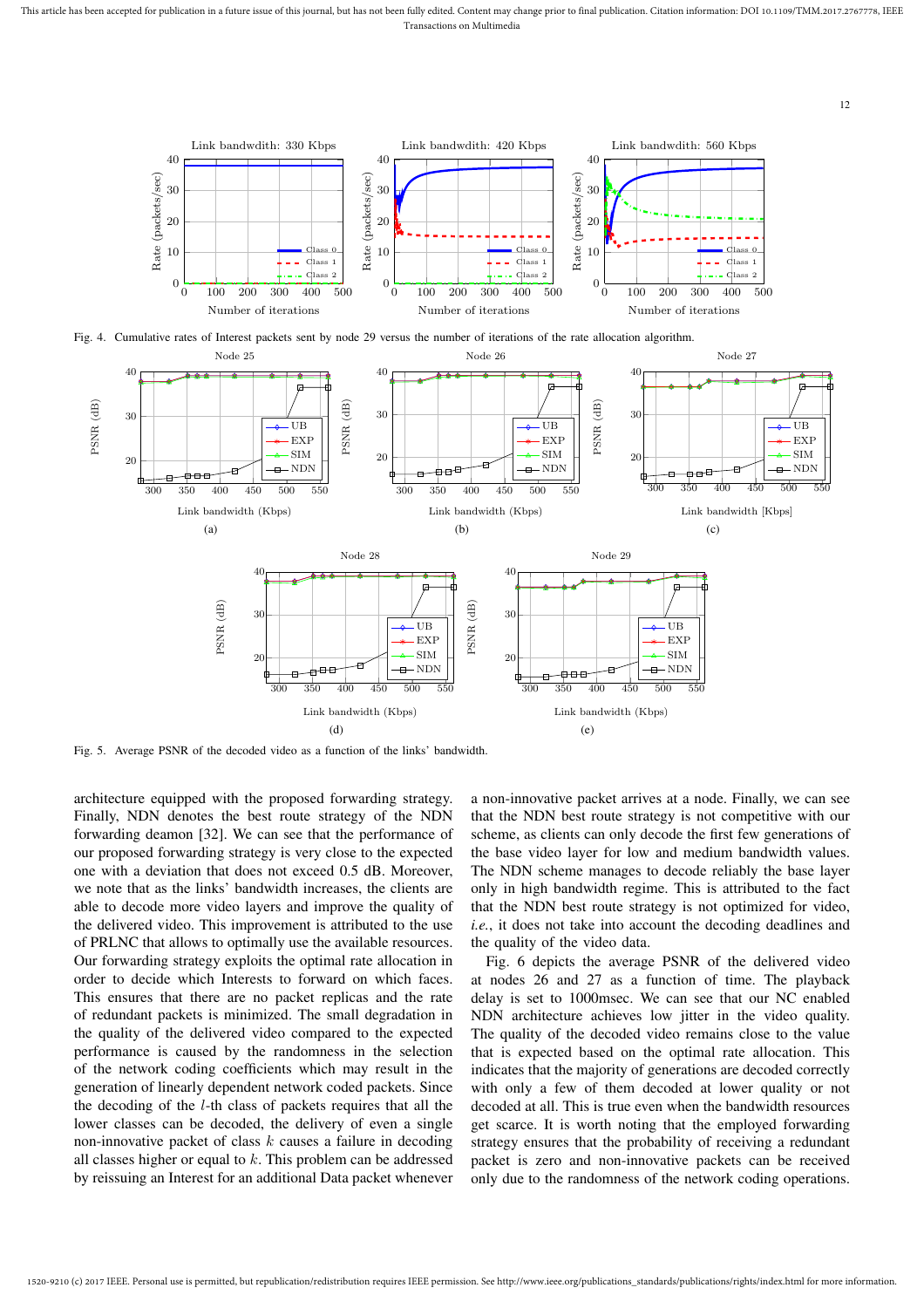Link bandwdith: 330 Kbps

Link bandwdith: 420 Kbps

Link bandwdith: 560 Kbps

Rate (packets/sec)

Number of iterations

Class 0
Class 1
Class 2

Fig. 4. Cumulative rates of Interest packets sent by node 29 versus the number of iterations of the rate allocation algorithm.

Node 25

Node 26

Node 27

PSNR (dB)

Link bandwidth (Kbps)

UB
EXP
SIM
NDN

(a)

(b)

(c)

Node 28

Node 29

(d)

(e)

Fig. 5. Average PSNR of the decoded video as a function of the links' bandwidth.

architecture equipped with the proposed forwarding strategy. Finally, NDN denotes the best route strategy of the NDN forwarding deamon [32]. We can see that the performance of our proposed forwarding strategy is very close to the expected one with a deviation that does not exceed 0.5 dB. Moreover, we note that as the links' bandwidth increases, the clients are able to decode more video layers and improve the quality of the delivered video. This improvement is attributed to the use of PRLNC that allows to optimally use the available resources. Our forwarding strategy exploits the optimal rate allocation in order to decide which Interests to forward on which faces. This ensures that there are no packet replicas and the rate of redundant packets is minimized. The small degradation in the quality of the delivered video compared to the expected performance is caused by the randomness in the selection of the network coding coefficients which may result in the generation of linearly dependent network coded packets. Since the decoding of the $l$-th class of packets requires that all the lower classes can be decoded, the delivery of even a single non-innovative packet of class $k$ causes a failure in decoding all classes higher or equal to $k$. This problem can be addressed by reissuing an Interest for an additional Data packet whenever a non-innovative packet arrives at a node. Finally, we can see that the NDN best route strategy is not competitive with our scheme, as clients can only decode the first few generations of the base video layer for low and medium bandwidth values. The NDN scheme manages to decode reliably the base layer only in high bandwidth regime. This is attributed to the fact that the NDN best route strategy is not optimized for video, *i.e.*, it does not take into account the decoding deadlines and the quality of the video data.

Fig. 6 depicts the average PSNR of the delivered video at nodes 26 and 27 as a function of time. The playback delay is set to 1000msec. We can see that our NC enabled NDN architecture achieves low jitter in the video quality. The quality of the decoded video remains close to the value that is expected based on the optimal rate allocation. This indicates that the majority of generations are decoded correctly with only a few of them decoded at lower quality or not decoded at all. This is true even when the bandwidth resources get scarce. It is worth noting that the employed forwarding strategy ensures that the probability of receiving a redundant packet is zero and non-innovative packets can be received only due to the randomness of the network coding operations.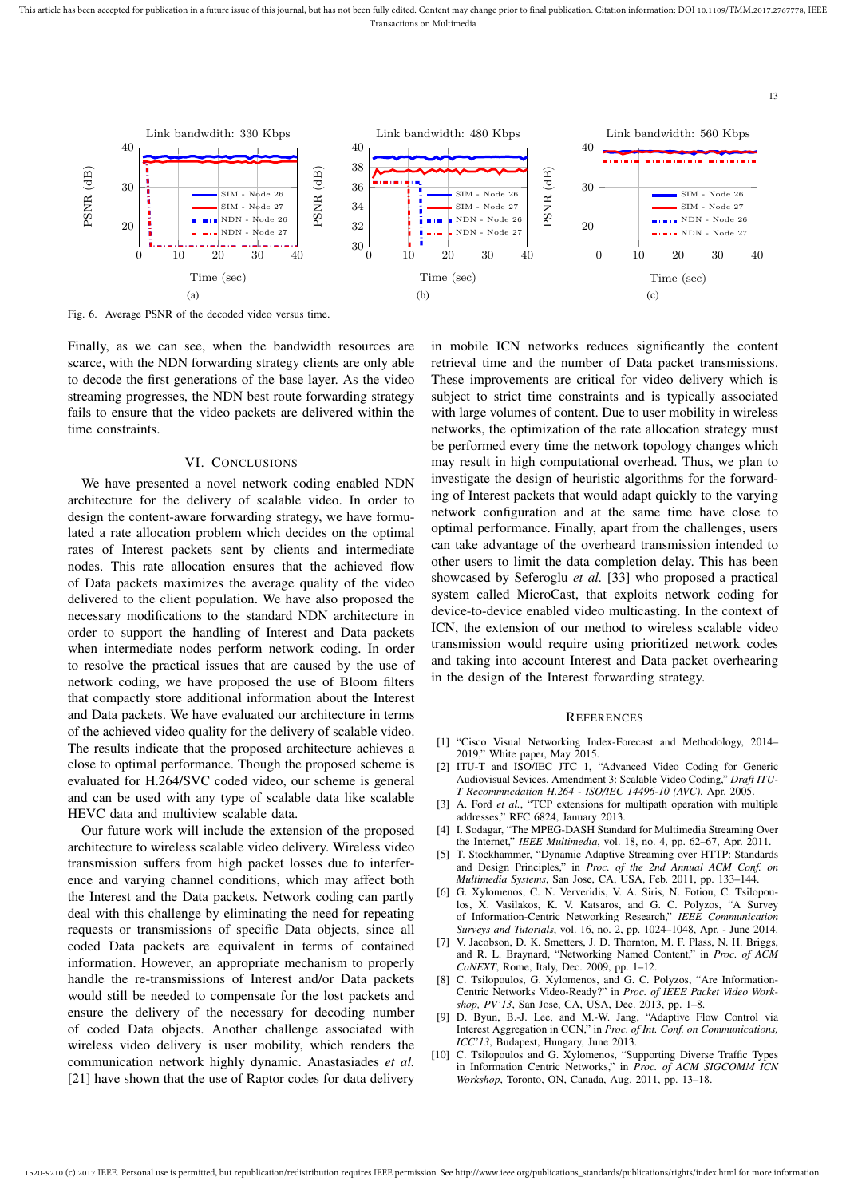Link bandwdith: 330 Kbps

PSNR (dB)

40
30
20

0 10 20 30 40

Time (sec)

SIM - Node 26
SIM - Node 27
NDN - Node 26
NDN - Node 27

(a)

Link bandwdith: 480 Kbps

PSNR (dB)

40
38
36
34
32
30

0 10 20 30 40

Time (sec)

SIM - Node 26
SIM - Node 27
NDN - Node 26
NDN - Node 27

(b)

Link bandwdith: 560 Kbps

PSNR (dB)

40
30
20

0 10 20 30 40

Time (sec)

SIM - Node 26
SIM - Node 27
NDN - Node 26
NDN - Node 27

(c)

Fig. 6. Average PSNR of the decoded video versus time.

Finally, as we can see, when the bandwidth resources are scarce, with the NDN forwarding strategy clients are only able to decode the first generations of the base layer. As the video streaming progresses, the NDN best route forwarding strategy fails to ensure that the video packets are delivered within the time constraints.

## VI. Conclusions

We have presented a novel network coding enabled NDN architecture for the delivery of scalable video. In order to design the content-aware forwarding strategy, we have formulated a rate allocation problem which decides on the optimal rates of Interest packets sent by clients and intermediate nodes. This rate allocation ensures that the achieved flow of Data packets maximizes the average quality of the video delivered to the client population. We have also proposed the necessary modifications to the standard NDN architecture in order to support the handling of Interest and Data packets when intermediate nodes perform network coding. In order to resolve the practical issues that are caused by the use of network coding, we have proposed the use of Bloom filters that compactly store additional information about the Interest and Data packets. We have evaluated our architecture in terms of the achieved video quality for the delivery of scalable video. The results indicate that the proposed architecture achieves a close to optimal performance. Though the proposed scheme is evaluated for H.264/SVC coded video, our scheme is general and can be used with any type of scalable data like scalable HEVC data and multiview scalable data.

Our future work will include the extension of the proposed architecture to wireless scalable video delivery. Wireless video transmission suffers from high packet losses due to interference and varying channel conditions, which may affect both the Interest and the Data packets. Network coding can partly deal with this challenge by eliminating the need for repeating requests or transmissions of specific Data objects, since all coded Data packets are equivalent in terms of contained information. However, an appropriate mechanism to properly handle the re-transmissions of Interest and/or Data packets would still be needed to compensate for the lost packets and ensure the delivery of the necessary for decoding number of coded Data objects. Another challenge associated with wireless video delivery is user mobility, which renders the communication network highly dynamic. Anastasiades *et al.* [21] have shown that the use of Raptor codes for data delivery in mobile ICN networks reduces significantly the content retrieval time and the number of Data packet transmissions. These improvements are critical for video delivery which is subject to strict time constraints and is typically associated with large volumes of content. Due to user mobility in wireless networks, the optimization of the rate allocation strategy must be performed every time the network topology changes which may result in high computational overhead. Thus, we plan to investigate the design of heuristic algorithms for the forwarding of Interest packets that would adapt quickly to the varying network configuration and at the same time have close to optimal performance. Finally, apart from the challenges, users can take advantage of the overheard transmission intended to other users to limit the data completion delay. This has been showcased by Seferoglu *et al.* [33] who proposed a practical system called MicroCast, that exploits network coding for device-to-device enabled video multicasting. In the context of ICN, the extension of our method to wireless scalable video transmission would require using prioritized network codes and taking into account Interest and Data packet overhearing in the design of the Interest forwarding strategy.

## References

[1] "Cisco Visual Networking Index-Forecast and Methodology, 2014–2019," White paper, May 2015.

[2] ITU-T and ISO/IEC JTC 1, "Advanced Video Coding for Generic Audiovisual Sevices, Amendment 3: Scalable Video Coding," *Draft ITU-T Recommnedation H.264 - ISO/IEC 14496-10 (AVC)*, Apr. 2005.

[3] A. Ford *et al.*, "TCP extensions for multipath operation with multiple addresses," RFC 6824, January 2013.

[4] I. Sodagar, "The MPEG-DASH Standard for Multimedia Streaming Over the Internet," *IEEE Multimedia*, vol. 18, no. 4, pp. 62–67, Apr. 2011.

[5] T. Stockhammer, "Dynamic Adaptive Streaming over HTTP: Standards and Design Principles," in *Proc. of the 2nd Annual ACM Conf. on Multimedia Systems*, San Jose, CA, USA, Feb. 2011, pp. 133–144.

[6] G. Xylomenos, C. N. Ververidis, V. A. Siris, N. Fotiou, C. Tsilopoulos, X. Vasilakos, K. V. Katsaros, and G. C. Polyzos, "A Survey of Information-Centric Networking Research," *IEEE Communication Surveys and Tutorials*, vol. 16, no. 2, pp. 1024–1048, Apr. - June 2014.

[7] V. Jacobson, D. K. Smetters, J. D. Thornton, M. F. Plass, N. H. Briggs, and R. L. Braynard, "Networking Named Content," in *Proc. of ACM CoNEXT*, Rome, Italy, Dec. 2009, pp. 1–12.

[8] C. Tsilopoulos, G. Xylomenos, and G. C. Polyzos, "Are Information-Centric Networks Video-Ready?" in *Proc. of IEEE Packet Video Workshop, PV'13*, San Jose, CA, USA, Dec. 2013, pp. 1–8.

[9] D. Byun, B.-J. Lee, and M.-W. Jang, "Adaptive Flow Control via Interest Aggregation in CCN," in *Proc. of Int. Conf. on Communications, ICC'13*, Budapest, Hungary, June 2013.

[10] C. Tsilopoulos and G. Xylomenos, "Supporting Diverse Traffic Types in Information Centric Networks," in *Proc. of ACM SIGCOMM ICN Workshop*, Toronto, ON, Canada, Aug. 2011, pp. 13–18.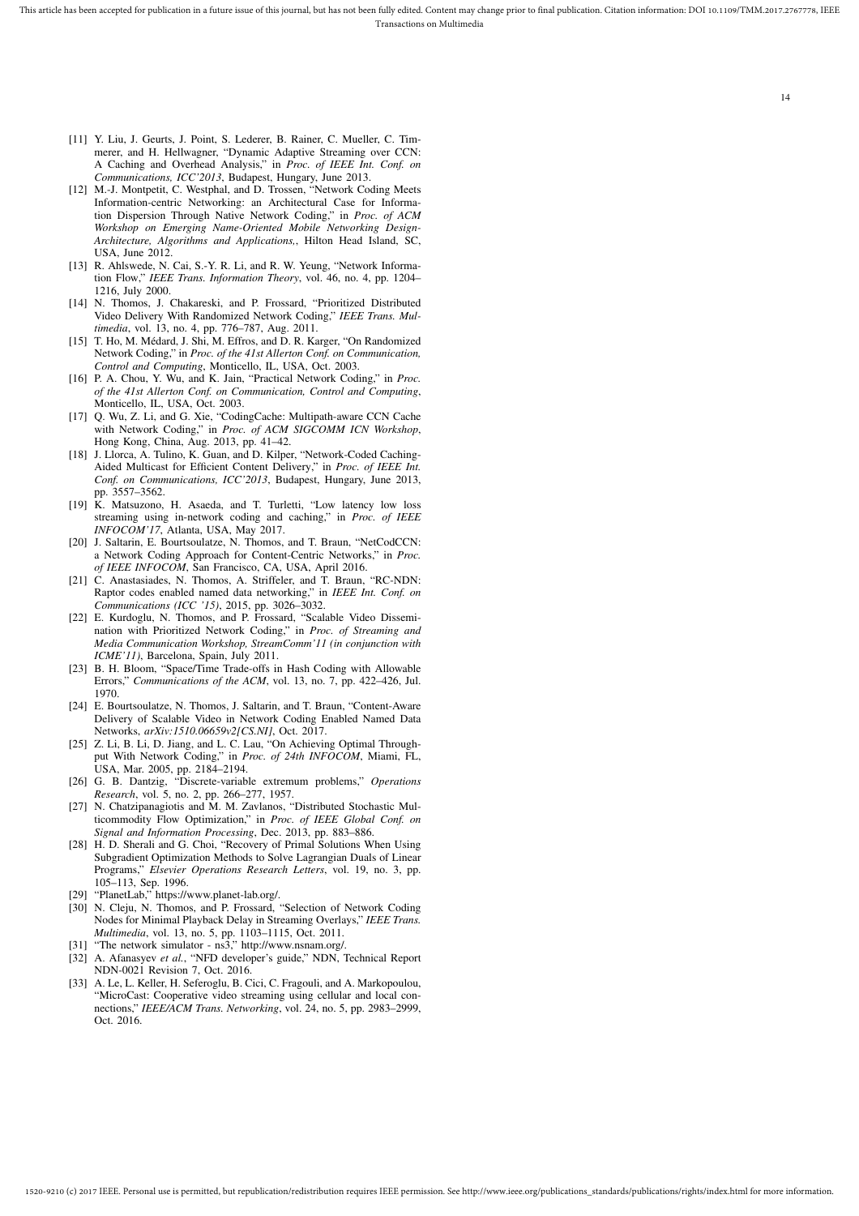[11] Y. Liu, J. Geurts, J. Point, S. Lederer, B. Rainer, C. Mueller, C. Timmerer, and H. Hellwagner, "Dynamic Adaptive Streaming over CCN: A Caching and Overhead Analysis," in *Proc. of IEEE Int. Conf. on Communications, ICC'2013*, Budapest, Hungary, June 2013.

[12] M.-J. Montpetit, C. Westphal, and D. Trossen, "Network Coding Meets Information-centric Networking: an Architectural Case for Information Dispersion Through Native Network Coding," in *Proc. of ACM Workshop on Emerging Name-Oriented Mobile Networking Design-Architecture, Algorithms and Applications,*, Hilton Head Island, SC, USA, June 2012.

[13] R. Ahlswede, N. Cai, S.-Y. R. Li, and R. W. Yeung, "Network Information Flow," *IEEE Trans. Information Theory*, vol. 46, no. 4, pp. 1204–1216, July 2000.

[14] N. Thomos, J. Chakareski, and P. Frossard, "Prioritized Distributed Video Delivery With Randomized Network Coding," *IEEE Trans. Multimedia*, vol. 13, no. 4, pp. 776–787, Aug. 2011.

[15] T. Ho, M. Médard, J. Shi, M. Effros, and D. R. Karger, "On Randomized Network Coding," in *Proc. of the 41st Allerton Conf. on Communication, Control and Computing*, Monticello, IL, USA, Oct. 2003.

[16] P. A. Chou, Y. Wu, and K. Jain, "Practical Network Coding," in *Proc. of the 41st Allerton Conf. on Communication, Control and Computing*, Monticello, IL, USA, Oct. 2003.

[17] Q. Wu, Z. Li, and G. Xie, "CodingCache: Multipath-aware CCN Cache with Network Coding," in *Proc. of ACM SIGCOMM ICN Workshop*, Hong Kong, China, Aug. 2013, pp. 41–42.

[18] J. Llorca, A. Tulino, K. Guan, and D. Kilper, "Network-Coded Caching-Aided Multicast for Efficient Content Delivery," in *Proc. of IEEE Int. Conf. on Communications, ICC'2013*, Budapest, Hungary, June 2013, pp. 3557–3562.

[19] K. Matsuzono, H. Asaeda, and T. Turletti, "Low latency low loss streaming using in-network coding and caching," in *Proc. of IEEE INFOCOM'17*, Atlanta, USA, May 2017.

[20] J. Saltarin, E. Bourtsoulatze, N. Thomos, and T. Braun, "NetCodCCN: a Network Coding Approach for Content-Centric Networks," in *Proc. of IEEE INFOCOM*, San Francisco, CA, USA, April 2016.

[21] C. Anastasiades, N. Thomos, A. Striffeler, and T. Braun, "RC-NDN: Raptor codes enabled named data networking," in *IEEE Int. Conf. on Communications (ICC '15)*, 2015, pp. 3026–3032.

[22] E. Kurdoglu, N. Thomos, and P. Frossard, "Scalable Video Dissemination with Prioritized Network Coding," in *Proc. of Streaming and Media Communication Workshop, StreamComm'11 (in conjunction with ICME'11)*, Barcelona, Spain, July 2011.

[23] B. H. Bloom, "Space/Time Trade-offs in Hash Coding with Allowable Errors," *Communications of the ACM*, vol. 13, no. 7, pp. 422–426, Jul. 1970.

[24] E. Bourtsoulatze, N. Thomos, J. Saltarin, and T. Braun, "Content-Aware Delivery of Scalable Video in Network Coding Enabled Named Data Networks, *arXiv:1510.06659v2[CS.NI]*, Oct. 2017.

[25] Z. Li, B. Li, D. Jiang, and L. C. Lau, "On Achieving Optimal Throughput With Network Coding," in *Proc. of 24th INFOCOM*, Miami, FL, USA, Mar. 2005, pp. 2184–2194.

[26] G. B. Dantzig, "Discrete-variable extremum problems," *Operations Research*, vol. 5, no. 2, pp. 266–277, 1957.

[27] N. Chatzipanagiotis and M. M. Zavlanos, "Distributed Stochastic Multicommodity Flow Optimization," in *Proc. of IEEE Global Conf. on Signal and Information Processing*, Dec. 2013, pp. 883–886.

[28] H. D. Sherali and G. Choi, "Recovery of Primal Solutions When Using Subgradient Optimization Methods to Solve Lagrangian Duals of Linear Programs," *Elsevier Operations Research Letters*, vol. 19, no. 3, pp. 105–113, Sep. 1996.

[29] "PlanetLab," https://www.planet-lab.org/.

[30] N. Cleju, N. Thomos, and P. Frossard, "Selection of Network Coding Nodes for Minimal Playback Delay in Streaming Overlays," *IEEE Trans. Multimedia*, vol. 13, no. 5, pp. 1103–1115, Oct. 2011.

[31] "The network simulator - ns3," http://www.nsnam.org/.

[32] A. Afanasyev *et al.*, "NFD developer's guide," NDN, Technical Report NDN-0021 Revision 7, Oct. 2016.

[33] A. Le, L. Keller, H. Seferoglu, B. Cici, C. Fragouli, and A. Markopoulou, "MicroCast: Cooperative video streaming using cellular and local connections," *IEEE/ACM Trans. Networking*, vol. 24, no. 5, pp. 2983–2999, Oct. 2016.